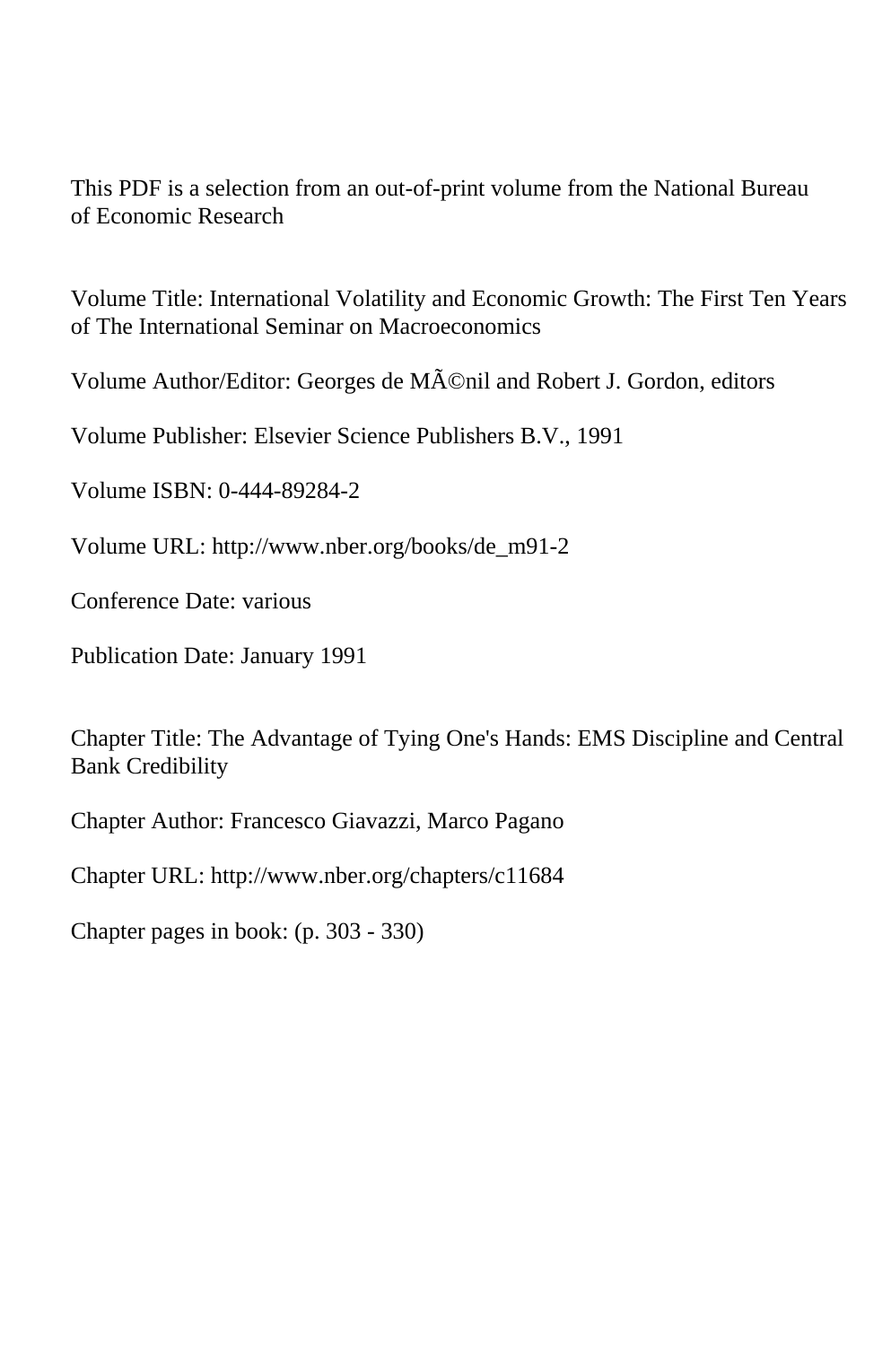This PDF is a selection from an out-of-print volume from the National Bureau of Economic Research

Volume Title: International Volatility and Economic Growth: The First Ten Years of The International Seminar on Macroeconomics

Volume Author/Editor: Georges de MÃ©nil and Robert J. Gordon, editors

Volume Publisher: Elsevier Science Publishers B.V., 1991

Volume ISBN: 0-444-89284-2

Volume URL: http://www.nber.org/books/de_m91-2

Conference Date: various

Publication Date: January 1991

Chapter Title: The Advantage of Tying One's Hands: EMS Discipline and Central Bank Credibility

Chapter Author: Francesco Giavazzi, Marco Pagano

Chapter URL: http://www.nber.org/chapters/c11684

Chapter pages in book: (p. 303 - 330)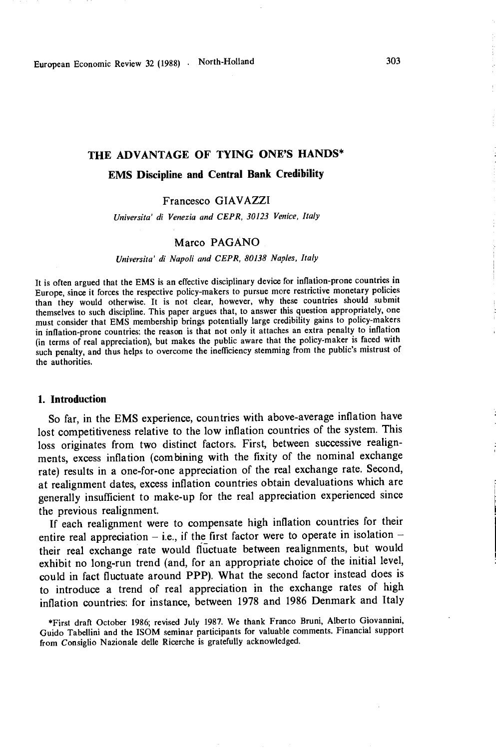# THE ADVANTAGE OF TYING ONE'S HANDS*

## EMS Discipline and Central Bank Credibility

Francesco GIAVAZZI

*Universita' di Venezia and CEPR, 30123 Venice, Italy*

Marco PAGANO

*Universita' di Napoli and CEPR, 80138 Naples, Italy*

It is often argued that the EMS is an effective disciplinary device for inflation-prone countries in Europe, since it forces the respective policy-makers to pursue more restrictive monetary policies than they would otherwise. It is not clear, however, why these countries should submit themselves to such discipline. This paper argues that, to answer this question appropriately, one must consider that EMS membership brings potentially large credibility gains to policy-makers in inflation-prone countries: the reason is that not only it attaches an extra penalty to inflation (in terms of real appreciation), but makes the public aware that the policy-maker is faced with such penalty, and thus helps to overcome the inefficiency stemming from the public's mistrust of the authorities.

## 1. Introduction

So far, in the EMS experience, countries with above-average inflation have lost competitiveness relative to the low inflation countries of the system. This loss originates from two distinct factors. First, between successive realignments, excess inflation (combining with the fixity of the nominal exchange rate) results in a one-for-one appreciation of the real exchange rate. Second, at realignment dates, excess inflation countries obtain devaluations which are generally insufficient to make-up for the real appreciation experienced since the previous realignment.

If each realignment were to compensate high inflation countries for their entire real appreciation – i.e., if the first factor were to operate in isolation – their real exchange rate would fluctuate between realignments, but would exhibit no long-run trend (and, for an appropriate choice of the initial level, could in fact fluctuate around PPP). What the second factor instead does is to introduce a trend of real appreciation in the exchange rates of high inflation countries: for instance, between 1978 and 1986 Denmark and Italy

*First draft October 1986; revised July 1987. We thank Franco Bruni, Alberto Giovannini, Guido Tabellini and the ISOM seminar participants for valuable comments. Financial support from Consiglio Nazionale delle Ricerche is gratefully acknowledged.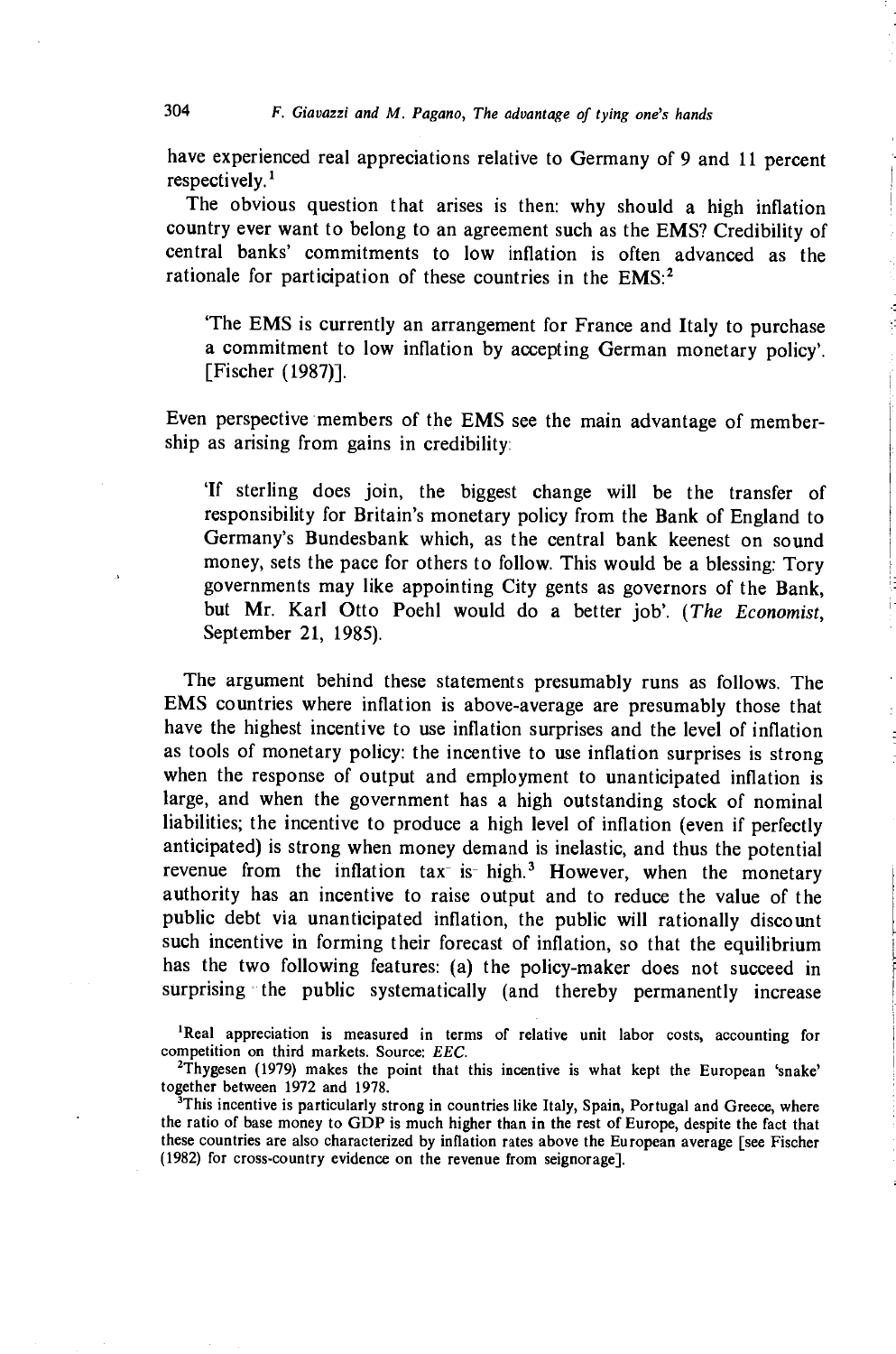have experienced real appreciations relative to Germany of 9 and 11 percent respectively.[1]

The obvious question that arises is then: why should a high inflation country ever want to belong to an agreement such as the EMS? Credibility of central banks' commitments to low inflation is often advanced as the rationale for participation of these countries in the EMS:[2]

> 'The EMS is currently an arrangement for France and Italy to purchase a commitment to low inflation by accepting German monetary policy'. [Fischer (1987)].

Even perspective members of the EMS see the main advantage of membership as arising from gains in credibility:

> 'If sterling does join, the biggest change will be the transfer of responsibility for Britain's monetary policy from the Bank of England to Germany's Bundesbank which, as the central bank keenest on sound money, sets the pace for others to follow. This would be a blessing: Tory governments may like appointing City gents as governors of the Bank, but Mr. Karl Otto Poehl would do a better job'. (*The Economist*, September 21, 1985).

The argument behind these statements presumably runs as follows. The EMS countries where inflation is above-average are presumably those that have the highest incentive to use inflation surprises and the level of inflation as tools of monetary policy: the incentive to use inflation surprises is strong when the response of output and employment to unanticipated inflation is large, and when the government has a high outstanding stock of nominal liabilities; the incentive to produce a high level of inflation (even if perfectly anticipated) is strong when money demand is inelastic, and thus the potential revenue from the inflation tax is high.[3] However, when the monetary authority has an incentive to raise output and to reduce the value of the public debt via unanticipated inflation, the public will rationally discount such incentive in forming their forecast of inflation, so that the equilibrium has the two following features: (a) the policy-maker does not succeed in surprising the public systematically (and thereby permanently increase

[1] Real appreciation is measured in terms of relative unit labor costs, accounting for competition on third markets. Source: *EEC*.

[2] Thygesen (1979) makes the point that this incentive is what kept the European 'snake' together between 1972 and 1978.

[3] This incentive is particularly strong in countries like Italy, Spain, Portugal and Greece, where the ratio of base money to GDP is much higher than in the rest of Europe, despite the fact that these countries are also characterized by inflation rates above the European average [see Fischer (1982) for cross-country evidence on the revenue from seignorage].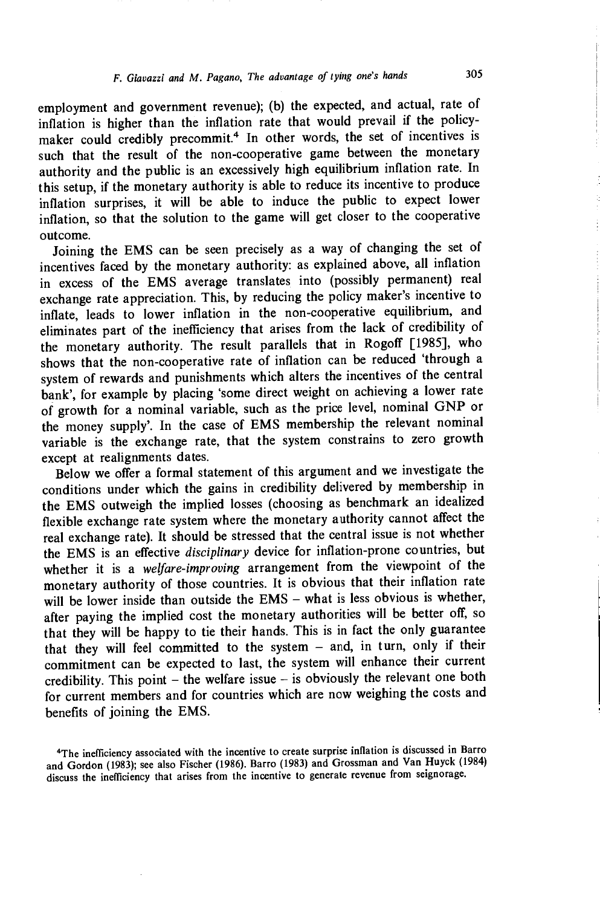employment and government revenue); (b) the expected, and actual, rate of inflation is higher than the inflation rate that would prevail if the policy-maker could credibly precommit.[4] In other words, the set of incentives is such that the result of the non-cooperative game between the monetary authority and the public is an excessively high equilibrium inflation rate. In this setup, if the monetary authority is able to reduce its incentive to produce inflation surprises, it will be able to induce the public to expect lower inflation, so that the solution to the game will get closer to the cooperative outcome.

Joining the EMS can be seen precisely as a way of changing the set of incentives faced by the monetary authority: as explained above, all inflation in excess of the EMS average translates into (possibly permanent) real exchange rate appreciation. This, by reducing the policy maker's incentive to inflate, leads to lower inflation in the non-cooperative equilibrium, and eliminates part of the inefficiency that arises from the lack of credibility of the monetary authority. The result parallels that in Rogoff [1985], who shows that the non-cooperative rate of inflation can be reduced 'through a system of rewards and punishments which alters the incentives of the central bank', for example by placing 'some direct weight on achieving a lower rate of growth for a nominal variable, such as the price level, nominal GNP or the money supply'. In the case of EMS membership the relevant nominal variable is the exchange rate, that the system constrains to zero growth except at realignments dates.

Below we offer a formal statement of this argument and we investigate the conditions under which the gains in credibility delivered by membership in the EMS outweigh the implied losses (choosing as benchmark an idealized flexible exchange rate system where the monetary authority cannot affect the real exchange rate). It should be stressed that the central issue is not whether the EMS is an effective *disciplinary* device for inflation-prone countries, but whether it is a *welfare-improving* arrangement from the viewpoint of the monetary authority of those countries. It is obvious that their inflation rate will be lower inside than outside the EMS – what is less obvious is whether, after paying the implied cost the monetary authorities will be better off, so that they will be happy to tie their hands. This is in fact the only guarantee that they will feel committed to the system – and, in turn, only if their commitment can be expected to last, the system will enhance their current credibility. This point – the welfare issue – is obviously the relevant one both for current members and for countries which are now weighing the costs and benefits of joining the EMS.

[4] The inefficiency associated with the incentive to create surprise inflation is discussed in Barro and Gordon (1983); see also Fischer (1986). Barro (1983) and Grossman and Van Huyck (1984) discuss the inefficiency that arises from the incentive to generate revenue from seignorage.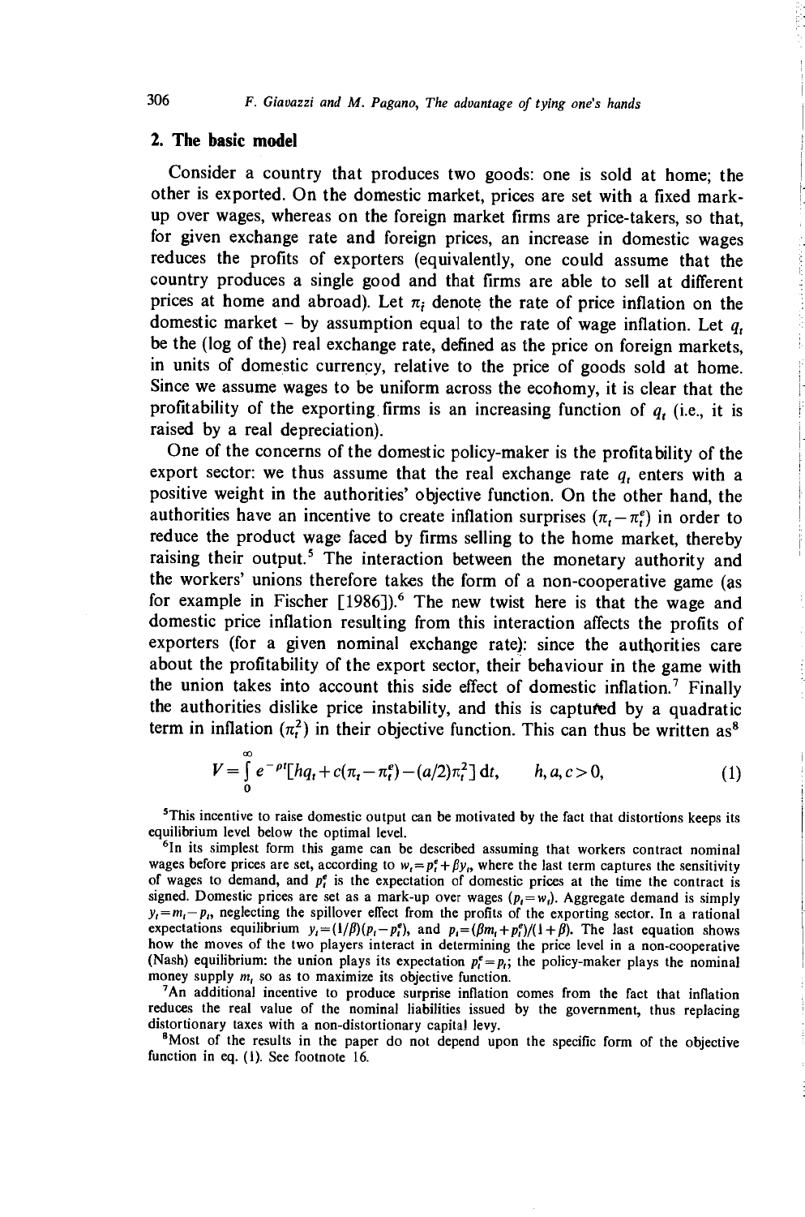## 2. The basic model

Consider a country that produces two goods: one is sold at home; the other is exported. On the domestic market, prices are set with a fixed mark-up over wages, whereas on the foreign market firms are price-takers, so that, for given exchange rate and foreign prices, an increase in domestic wages reduces the profits of exporters (equivalently, one could assume that the country produces a single good and that firms are able to sell at different prices at home and abroad). Let $\pi_t$ denote the rate of price inflation on the domestic market – by assumption equal to the rate of wage inflation. Let $q_t$ be the (log of the) real exchange rate, defined as the price on foreign markets, in units of domestic currency, relative to the price of goods sold at home. Since we assume wages to be uniform across the economy, it is clear that the profitability of the exporting firms is an increasing function of $q_t$ (i.e., it is raised by a real depreciation).

One of the concerns of the domestic policy-maker is the profitability of the export sector: we thus assume that the real exchange rate $q_t$ enters with a positive weight in the authorities' objective function. On the other hand, the authorities have an incentive to create inflation surprises $(\pi_t - \pi_t^e)$ in order to reduce the product wage faced by firms selling to the home market, thereby raising their output.[5] The interaction between the monetary authority and the workers' unions therefore takes the form of a non-cooperative game (as for example in Fischer [1986]).[6] The new twist here is that the wage and domestic price inflation resulting from this interaction affects the profits of exporters (for a given nominal exchange rate): since the authorities care about the profitability of the export sector, their behaviour in the game with the union takes into account this side effect of domestic inflation.[7] Finally the authorities dislike price instability, and this is captured by a quadratic term in inflation $(\pi_t^2)$ in their objective function. This can thus be written as[8]

$$V = \int_0^\infty e^{-\rho t}[hq_t + c(\pi_t - \pi_t^e) - (a/2)\pi_t^2]\,\mathrm{d}t, \qquad h, a, c > 0, \tag{1}$$

[5] This incentive to raise domestic output can be motivated by the fact that distortions keeps its equilibrium level below the optimal level.

[6] In its simplest form this game can be described assuming that workers contract nominal wages before prices are set, according to $w_t = p_t^e + \beta y_t$, where the last term captures the sensitivity of wages to demand, and $p_t^e$ is the expectation of domestic prices at the time the contract is signed. Domestic prices are set as a mark-up over wages $(p_t = w_t)$. Aggregate demand is simply $y_t = m_t - p_t$, neglecting the spillover effect from the profits of the exporting sector. In a rational expectations equilibrium $y_t = (1/\beta)(p_t - p_t^e)$, and $p_t = (\beta m_t + p_t^e)/(1+\beta)$. The last equation shows how the moves of the two players interact in determining the price level in a non-cooperative (Nash) equilibrium: the union plays its expectation $p_t^e = p_t$; the policy-maker plays the nominal money supply $m_t$ so as to maximize its objective function.

[7] An additional incentive to produce surprise inflation comes from the fact that inflation reduces the real value of the nominal liabilities issued by the government, thus replacing distortionary taxes with a non-distortionary capital levy.

[8] Most of the results in the paper do not depend upon the specific form of the objective function in eq. (1). See footnote 16.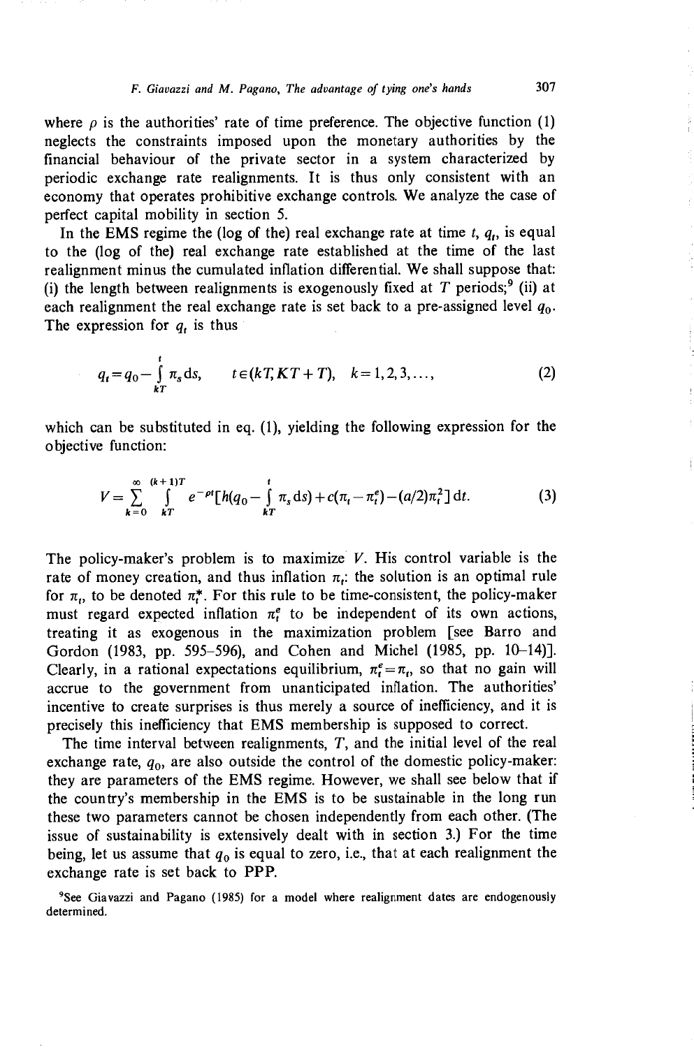where $\rho$ is the authorities' rate of time preference. The objective function (1) neglects the constraints imposed upon the monetary authorities by the financial behaviour of the private sector in a system characterized by periodic exchange rate realignments. It is thus only consistent with an economy that operates prohibitive exchange controls. We analyze the case of perfect capital mobility in section 5.

In the EMS regime the (log of the) real exchange rate at time $t$, $q_t$, is equal to the (log of the) real exchange rate established at the time of the last realignment minus the cumulated inflation differential. We shall suppose that: (i) the length between realignments is exogenously fixed at $T$ periods;[9] (ii) at each realignment the real exchange rate is set back to a pre-assigned level $q_0$. The expression for $q_t$ is thus

$$q_t = q_0 - \int_{kT}^{t} \pi_s \, \mathrm{d}s, \qquad t \in (kT, KT+T), \quad k = 1, 2, 3, \ldots, \tag{2}$$

which can be substituted in eq. (1), yielding the following expression for the objective function:

$$V = \sum_{k=0}^{\infty} \int_{kT}^{(k+1)T} e^{-\rho t} \Big[ h\Big(q_0 - \int_{kT}^{t} \pi_s \, \mathrm{d}s\Big) + c(\pi_t - \pi_t^e) - (a/2)\pi_t^2 \Big] \, \mathrm{d}t. \tag{3}$$

The policy-maker's problem is to maximize $V$. His control variable is the rate of money creation, and thus inflation $\pi_t$; the solution is an optimal rule for $\pi_t$, to be denoted $\pi_t^*$. For this rule to be time-consistent, the policy-maker must regard expected inflation $\pi_t^e$ to be independent of its own actions, treating it as exogenous in the maximization problem [see Barro and Gordon (1983, pp. 595–596), and Cohen and Michel (1985, pp. 10–14)]. Clearly, in a rational expectations equilibrium, $\pi_t^e = \pi_t$, so that no gain will accrue to the government from unanticipated inflation. The authorities' incentive to create surprises is thus merely a source of inefficiency, and it is precisely this inefficiency that EMS membership is supposed to correct.

The time interval between realignments, $T$, and the initial level of the real exchange rate, $q_0$, are also outside the control of the domestic policy-maker: they are parameters of the EMS regime. However, we shall see below that if the country's membership in the EMS is to be sustainable in the long run these two parameters cannot be chosen independently from each other. (The issue of sustainability is extensively dealt with in section 3.) For the time being, let us assume that $q_0$ is equal to zero, i.e., that at each realignment the exchange rate is set back to PPP.

[9] See Giavazzi and Pagano (1985) for a model where realignment dates are endogenously determined.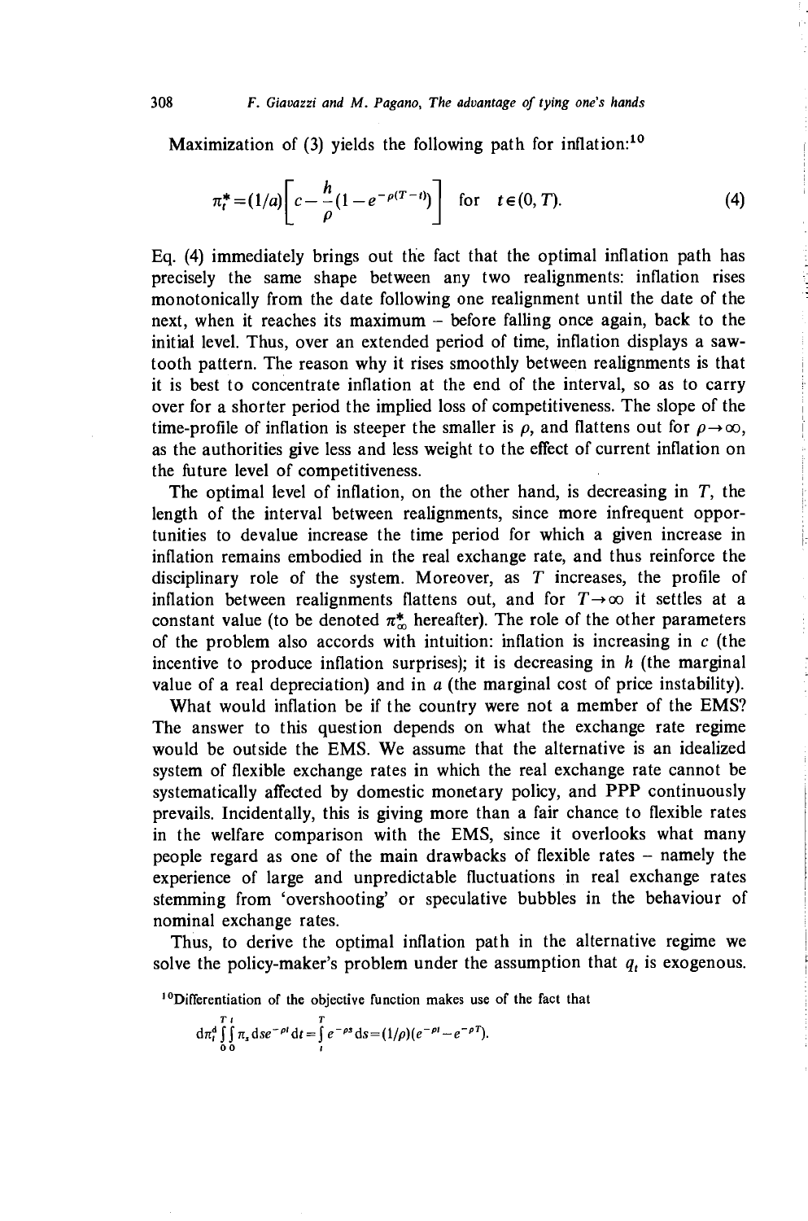Maximization of (3) yields the following path for inflation:[10]

$$\pi_t^* = (1/a)\left[c - \frac{h}{\rho}\left(1 - e^{-\rho(T-t)}\right)\right] \quad \text{for} \quad t \in (0, T). \tag{4}$$

Eq. (4) immediately brings out the fact that the optimal inflation path has precisely the same shape between any two realignments: inflation rises monotonically from the date following one realignment until the date of the next, when it reaches its maximum – before falling once again, back to the initial level. Thus, over an extended period of time, inflation displays a saw-tooth pattern. The reason why it rises smoothly between realignments is that it is best to concentrate inflation at the end of the interval, so as to carry over for a shorter period the implied loss of competitiveness. The slope of the time-profile of inflation is steeper the smaller is $\rho$, and flattens out for $\rho \to \infty$, as the authorities give less and less weight to the effect of current inflation on the future level of competitiveness.

The optimal level of inflation, on the other hand, is decreasing in $T$, the length of the interval between realignments, since more infrequent opportunities to devalue increase the time period for which a given increase in inflation remains embodied in the real exchange rate, and thus reinforce the disciplinary role of the system. Moreover, as $T$ increases, the profile of inflation between realignments flattens out, and for $T \to \infty$ it settles at a constant value (to be denoted $\pi_\infty^*$ hereafter). The role of the other parameters of the problem also accords with intuition: inflation is increasing in $c$ (the incentive to produce inflation surprises); it is decreasing in $h$ (the marginal value of a real depreciation) and in $a$ (the marginal cost of price instability).

What would inflation be if the country were not a member of the EMS? The answer to this question depends on what the exchange rate regime would be outside the EMS. We assume that the alternative is an idealized system of flexible exchange rates in which the real exchange rate cannot be systematically affected by domestic monetary policy, and PPP continuously prevails. Incidentally, this is giving more than a fair chance to flexible rates in the welfare comparison with the EMS, since it overlooks what many people regard as one of the main drawbacks of flexible rates – namely the experience of large and unpredictable fluctuations in real exchange rates stemming from 'overshooting' or speculative bubbles in the behaviour of nominal exchange rates.

Thus, to derive the optimal inflation path in the alternative regime we solve the policy-maker's problem under the assumption that $q_t$ is exogenous.

[10] Differentiation of the objective function makes use of the fact that

$$\mathrm{d}\pi_t^d \int_0^T \int_0^t \pi_s \,\mathrm{d}s e^{-\rho t} \mathrm{d}t = \int_t^T e^{-\rho s} \mathrm{d}s = (1/\rho)(e^{-\rho t} - e^{-\rho T}).$$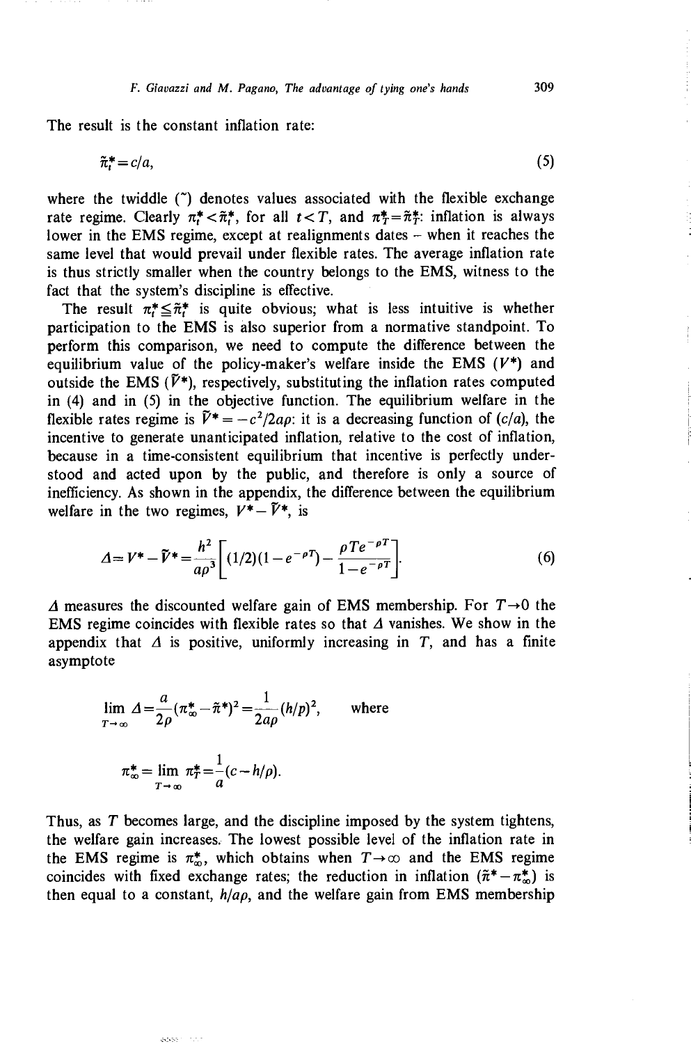The result is the constant inflation rate:

$$\tilde{\pi}_t^* = c/a, \tag{5}$$

where the twiddle (˜) denotes values associated with the flexible exchange rate regime. Clearly $\pi_t^* < \tilde{\pi}_t^*$, for all $t < T$, and $\pi_T^* = \tilde{\pi}_T^*$: inflation is always lower in the EMS regime, except at realignments dates – when it reaches the same level that would prevail under flexible rates. The average inflation rate is thus strictly smaller when the country belongs to the EMS, witness to the fact that the system's discipline is effective.

The result $\pi_t^* \leq \tilde{\pi}_t^*$ is quite obvious; what is less intuitive is whether participation to the EMS is also superior from a normative standpoint. To perform this comparison, we need to compute the difference between the equilibrium value of the policy-maker's welfare inside the EMS ($V^*$) and outside the EMS ($\tilde{V}^*$), respectively, substituting the inflation rates computed in (4) and in (5) in the objective function. The equilibrium welfare in the flexible rates regime is $\tilde{V}^* = -c^2/2a\rho$: it is a decreasing function of $(c/a)$, the incentive to generate unanticipated inflation, relative to the cost of inflation, because in a time-consistent equilibrium that incentive is perfectly understood and acted upon by the public, and therefore is only a source of inefficiency. As shown in the appendix, the difference between the equilibrium welfare in the two regimes, $V^* - \tilde{V}^*$, is

$$\Delta = V^* - \tilde{V}^* = \frac{h^2}{a\rho^3}\left[(1/2)(1 - e^{-\rho T}) - \frac{\rho T e^{-\rho T}}{1 - e^{-\rho T}}\right]. \tag{6}$$

$\Delta$ measures the discounted welfare gain of EMS membership. For $T \to 0$ the EMS regime coincides with flexible rates so that $\Delta$ vanishes. We show in the appendix that $\Delta$ is positive, uniformly increasing in $T$, and has a finite asymptote

$$\lim_{T \to \infty} \Delta = \frac{a}{2\rho}(\pi_\infty^* - \tilde{\pi}^*)^2 = \frac{1}{2a\rho}(h/\rho)^2, \qquad \text{where}$$

$$\pi_\infty^* = \lim_{T \to \infty} \pi_T^* = \frac{1}{a}(c - h/\rho).$$

Thus, as $T$ becomes large, and the discipline imposed by the system tightens, the welfare gain increases. The lowest possible level of the inflation rate in the EMS regime is $\pi_\infty^*$, which obtains when $T \to \infty$ and the EMS regime coincides with fixed exchange rates; the reduction in inflation $(\tilde{\pi}^* - \pi_\infty^*)$ is then equal to a constant, $h/a\rho$, and the welfare gain from EMS membership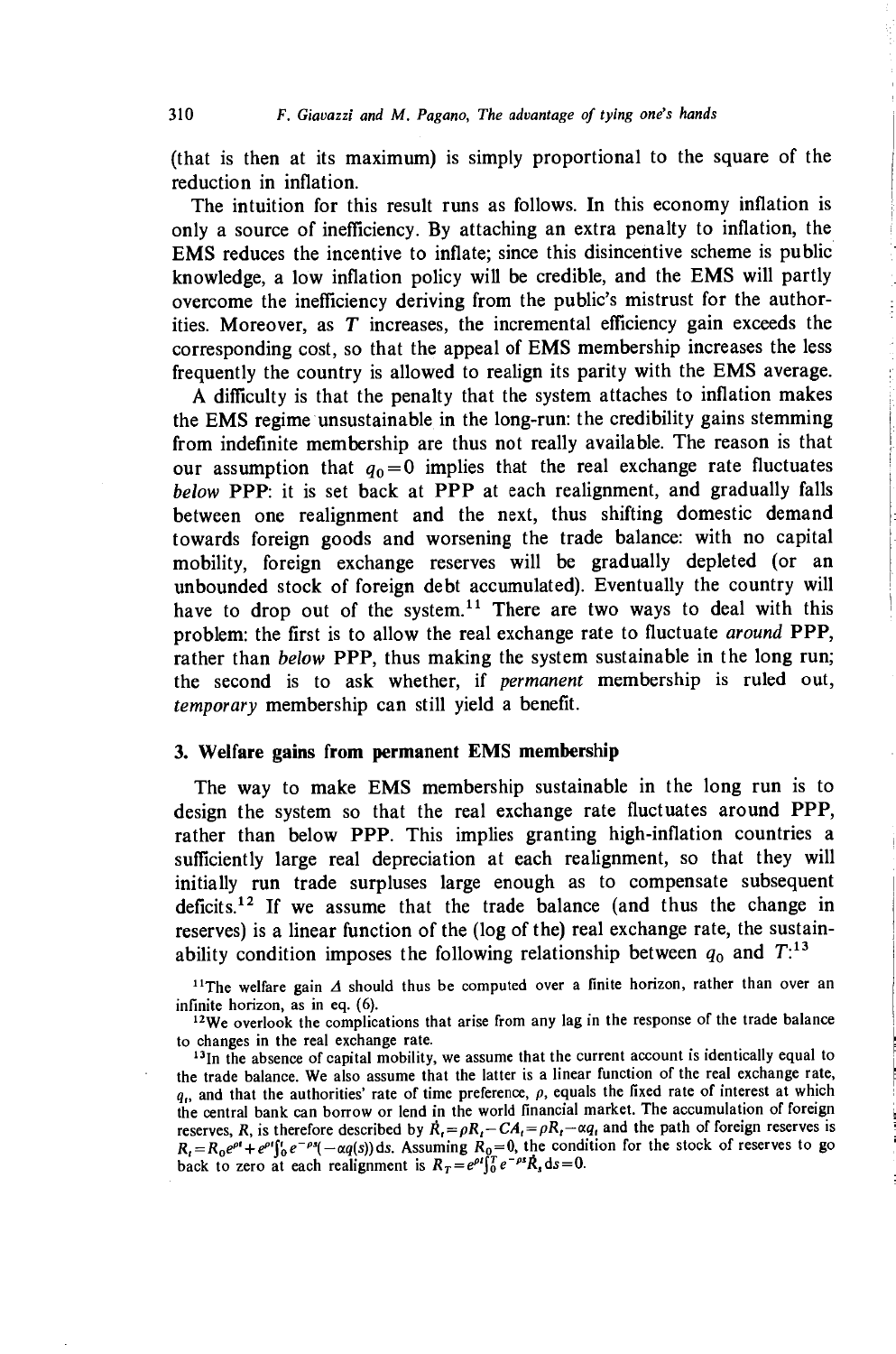(that is then at its maximum) is simply proportional to the square of the reduction in inflation.

The intuition for this result runs as follows. In this economy inflation is only a source of inefficiency. By attaching an extra penalty to inflation, the EMS reduces the incentive to inflate; since this disincentive scheme is public knowledge, a low inflation policy will be credible, and the EMS will partly overcome the inefficiency deriving from the public's mistrust for the authorities. Moreover, as $T$ increases, the incremental efficiency gain exceeds the corresponding cost, so that the appeal of EMS membership increases the less frequently the country is allowed to realign its parity with the EMS average.

A difficulty is that the penalty that the system attaches to inflation makes the EMS regime unsustainable in the long-run: the credibility gains stemming from indefinite membership are thus not really available. The reason is that our assumption that $q_0=0$ implies that the real exchange rate fluctuates *below* PPP: it is set back at PPP at each realignment, and gradually falls between one realignment and the next, thus shifting domestic demand towards foreign goods and worsening the trade balance: with no capital mobility, foreign exchange reserves will be gradually depleted (or an unbounded stock of foreign debt accumulated). Eventually the country will have to drop out of the system.[11] There are two ways to deal with this problem: the first is to allow the real exchange rate to fluctuate *around* PPP, rather than *below* PPP, thus making the system sustainable in the long run; the second is to ask whether, if *permanent* membership is ruled out, *temporary* membership can still yield a benefit.

## 3. Welfare gains from permanent EMS membership

The way to make EMS membership sustainable in the long run is to design the system so that the real exchange rate fluctuates around PPP, rather than below PPP. This implies granting high-inflation countries a sufficiently large real depreciation at each realignment, so that they will initially run trade surpluses large enough as to compensate subsequent deficits.[12] If we assume that the trade balance (and thus the change in reserves) is a linear function of the (log of the) real exchange rate, the sustainability condition imposes the following relationship between $q_0$ and $T$:[13]

[11]The welfare gain $\Delta$ should thus be computed over a finite horizon, rather than over an infinite horizon, as in eq. (6).

[12]We overlook the complications that arise from any lag in the response of the trade balance to changes in the real exchange rate.

[13]In the absence of capital mobility, we assume that the current account is identically equal to the trade balance. We also assume that the latter is a linear function of the real exchange rate, $q_t$, and that the authorities' rate of time preference, $\rho$, equals the fixed rate of interest at which the central bank can borrow or lend in the world financial market. The accumulation of foreign reserves, $R$, is therefore described by $\dot{R}_t=\rho R_t-CA_t=\rho R_t-\alpha q_t$ and the path of foreign reserves is $R_t=R_0e^{\rho t}+e^{\rho t}\int_0^t e^{-\rho s}(-\alpha q(s))\,ds$. Assuming $R_0=0$, the condition for the stock of reserves to go back to zero at each realignment is $R_T=e^{\rho t}\int_0^T e^{-\rho s}\dot{R}_s\,ds=0$.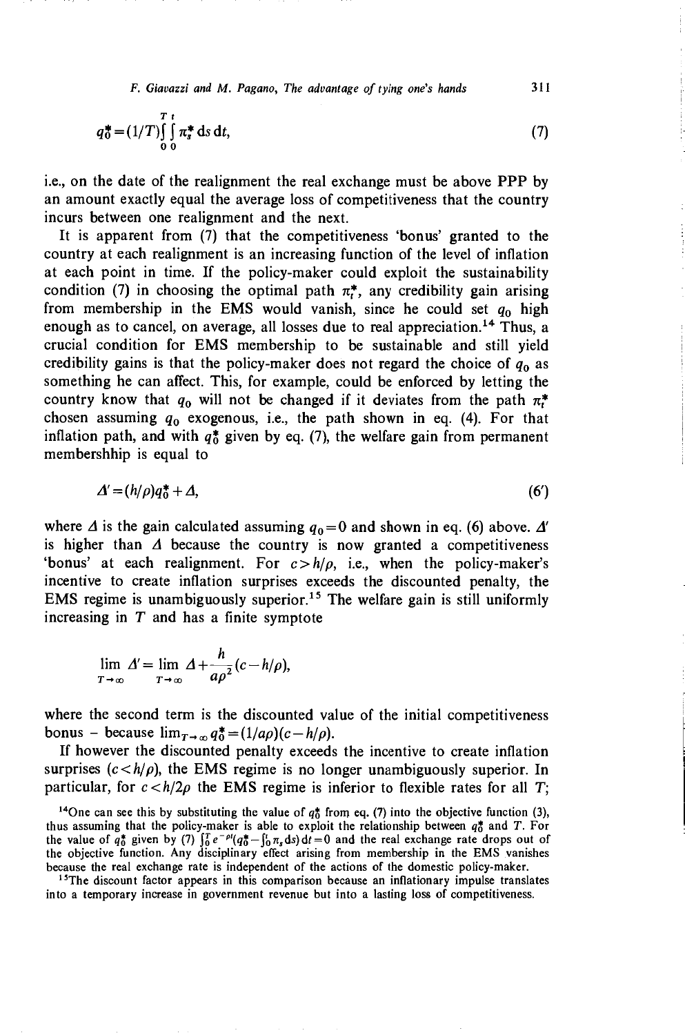$$q_0^* = (1/T)\int_0^T \int_0^t \pi_s^* \,\mathrm{d}s\,\mathrm{d}t, \tag{7}$$

i.e., on the date of the realignment the real exchange must be above PPP by an amount exactly equal the average loss of competitiveness that the country incurs between one realignment and the next.

It is apparent from (7) that the competitiveness 'bonus' granted to the country at each realignment is an increasing function of the level of inflation at each point in time. If the policy-maker could exploit the sustainability condition (7) in choosing the optimal path $\pi_t^*$, any credibility gain arising from membership in the EMS would vanish, since he could set $q_0$ high enough as to cancel, on average, all losses due to real appreciation.[14] Thus, a crucial condition for EMS membership to be sustainable and still yield credibility gains is that the policy-maker does not regard the choice of $q_0$ as something he can affect. This, for example, could be enforced by letting the country know that $q_0$ will not be changed if it deviates from the path $\pi_t^*$ chosen assuming $q_0$ exogenous, i.e., the path shown in eq. (4). For that inflation path, and with $q_0^*$ given by eq. (7), the welfare gain from permanent membershhip is equal to

$$\Delta' = (h/\rho)q_0^* + \Delta, \tag{6'}$$

where $\Delta$ is the gain calculated assuming $q_0 = 0$ and shown in eq. (6) above. $\Delta'$ is higher than $\Delta$ because the country is now granted a competitiveness 'bonus' at each realignment. For $c > h/\rho$, i.e., when the policy-maker's incentive to create inflation surprises exceeds the discounted penalty, the EMS regime is unambiguously superior.[15] The welfare gain is still uniformly increasing in $T$ and has a finite symptote

$$\lim_{T\to\infty} \Delta' = \lim_{T\to\infty} \Delta + \frac{h}{a\rho^2}(c - h/\rho),$$

where the second term is the discounted value of the initial competitiveness bonus – because $\lim_{T\to\infty} q_0^* = (1/a\rho)(c - h/\rho)$.

If however the discounted penalty exceeds the incentive to create inflation surprises ($c < h/\rho$), the EMS regime is no longer unambiguously superior. In particular, for $c < h/2\rho$ the EMS regime is inferior to flexible rates for all $T$;

[14] One can see this by substituting the value of $q_0^*$ from eq. (7) into the objective function (3), thus assuming that the policy-maker is able to exploit the relationship between $q_0^*$ and $T$. For the value of $q_0^*$ given by (7) $\int_0^T e^{-\rho t}(q_0^* - \int_0^t \pi_s \,\mathrm{d}s)\,\mathrm{d}t = 0$ and the real exchange rate drops out of the objective function. Any disciplinary effect arising from membership in the EMS vanishes because the real exchange rate is independent of the actions of the domestic policy-maker.

[15] The discount factor appears in this comparison because an inflationary impulse translates into a temporary increase in government revenue but into a lasting loss of competitiveness.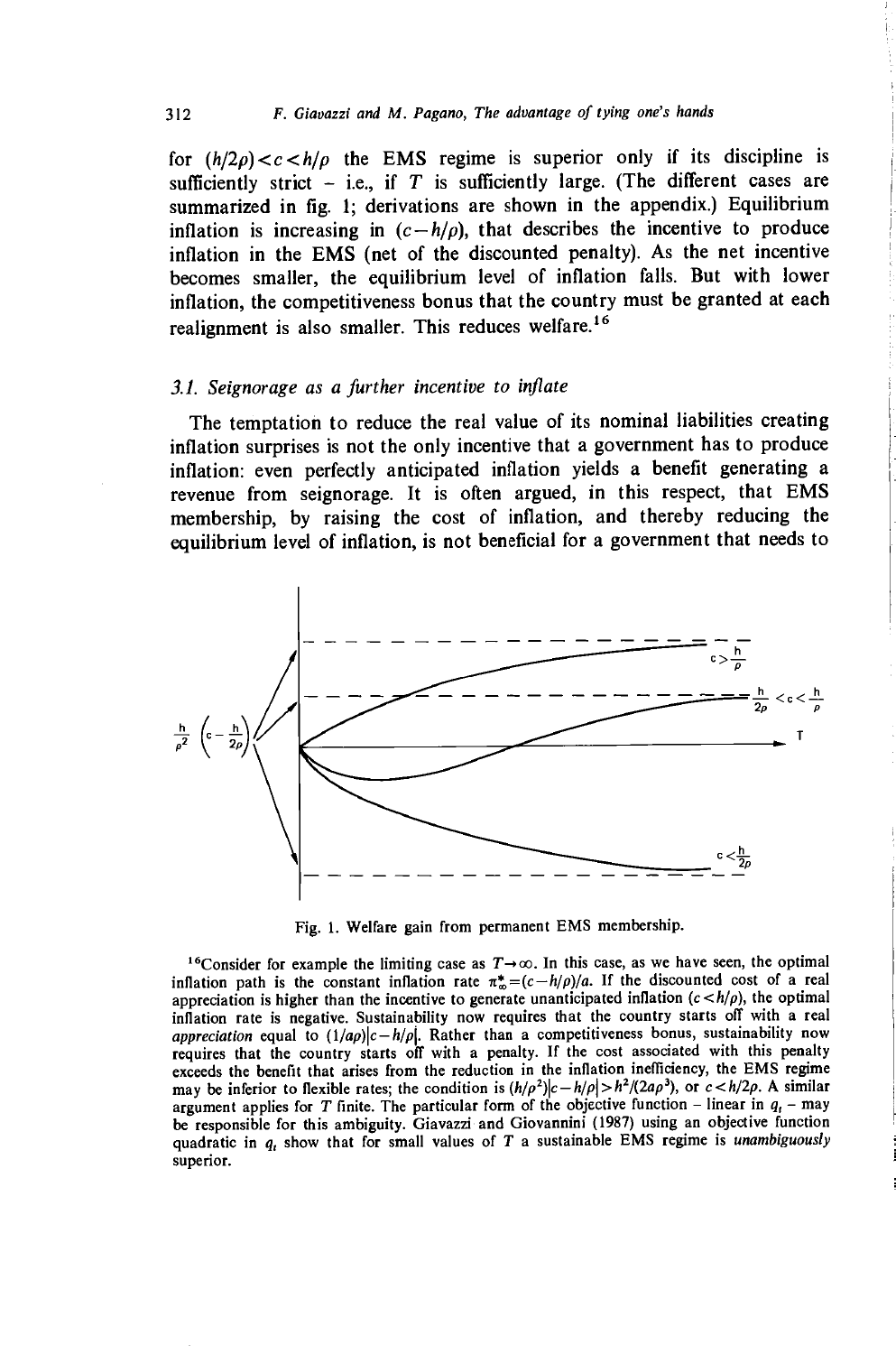for $(h/2\rho)<c<h/\rho$ the EMS regime is superior only if its discipline is sufficiently strict – i.e., if $T$ is sufficiently large. (The different cases are summarized in fig. 1; derivations are shown in the appendix.) Equilibrium inflation is increasing in $(c-h/\rho)$, that describes the incentive to produce inflation in the EMS (net of the discounted penalty). As the net incentive becomes smaller, the equilibrium level of inflation falls. But with lower inflation, the competitiveness bonus that the country must be granted at each realignment is also smaller. This reduces welfare.[16]

### 3.1. Seignorage as a further incentive to inflate

The temptation to reduce the real value of its nominal liabilities creating inflation surprises is not the only incentive that a government has to produce inflation: even perfectly anticipated inflation yields a benefit generating a revenue from seignorage. It is often argued, in this respect, that EMS membership, by raising the cost of inflation, and thereby reducing the equilibrium level of inflation, is not beneficial for a government that needs to

Fig. 1. Welfare gain from permanent EMS membership.

[16] Consider for example the limiting case as $T\to\infty$. In this case, as we have seen, the optimal inflation path is the constant inflation rate $\pi^*_\infty=(c-h/\rho)/a$. If the discounted cost of a real appreciation is higher than the incentive to generate unanticipated inflation $(c<h/\rho)$, the optimal inflation rate is negative. Sustainability now requires that the country starts off with a real *appreciation* equal to $(1/a\rho)|c-h/\rho|$. Rather than a competitiveness bonus, sustainability now requires that the country starts off with a penalty. If the cost associated with this penalty exceeds the benefit that arises from the reduction in the inflation inefficiency, the EMS regime may be inferior to flexible rates; the condition is $(h/\rho^2)|c-h/\rho|>h^2/(2a\rho^3)$, or $c<h/2\rho$. A similar argument applies for $T$ finite. The particular form of the objective function – linear in $q_t$ – may be responsible for this ambiguity. Giavazzi and Giovannini (1987) using an objective function quadratic in $q_t$ show that for small values of $T$ a sustainable EMS regime is *unambiguously* superior.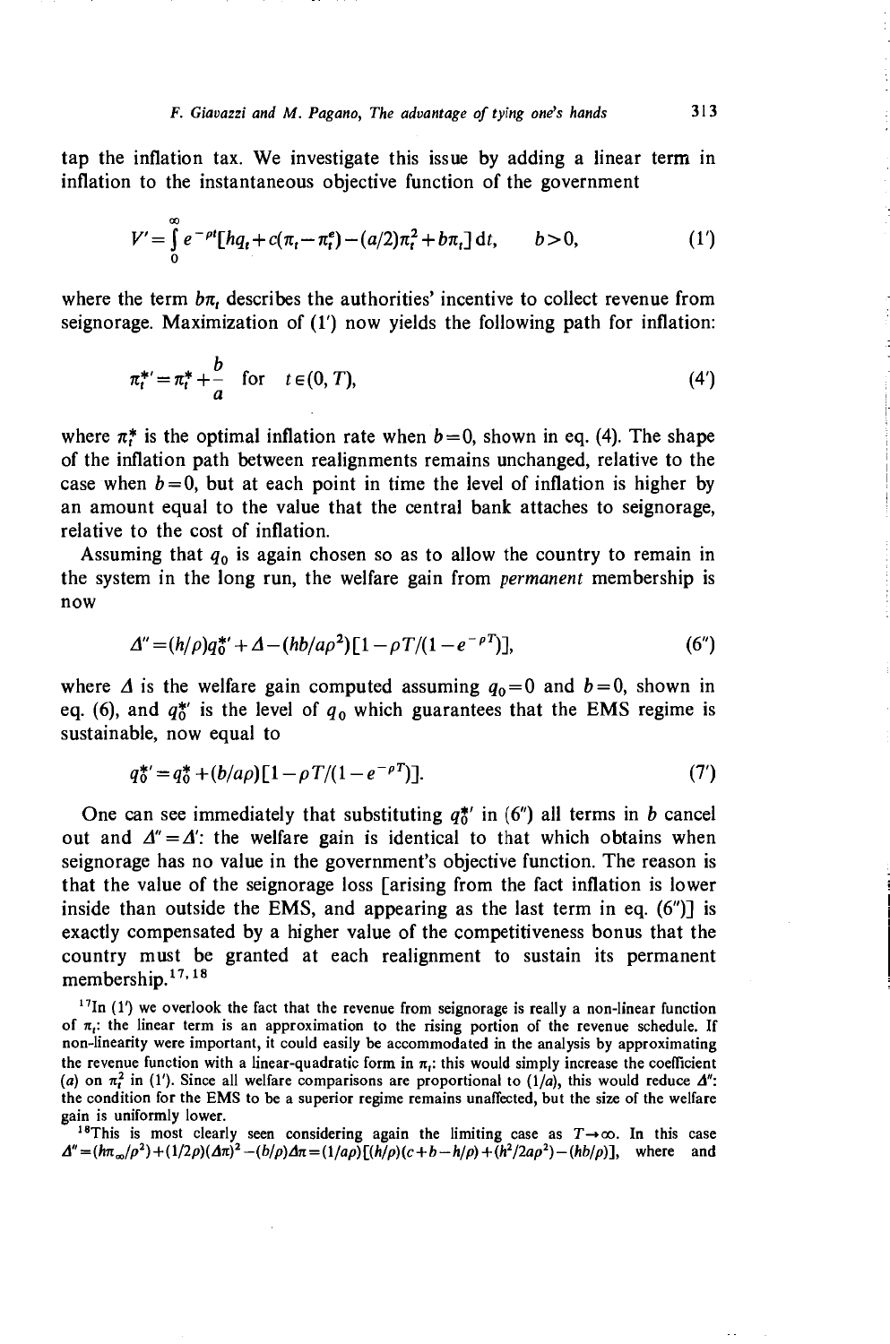tap the inflation tax. We investigate this issue by adding a linear term in inflation to the instantaneous objective function of the government

$$V' = \int_0^\infty e^{-\rho t}[hq_t + c(\pi_t - \pi_t^e) - (a/2)\pi_t^2 + b\pi_t]\,dt, \qquad b > 0, \tag{1'}$$

where the term $b\pi_t$ describes the authorities' incentive to collect revenue from seignorage. Maximization of (1') now yields the following path for inflation:

$$\pi_t^{*\prime} = \pi_t^* + \frac{b}{a} \quad \text{for} \quad t \in (0, T), \tag{4'}$$

where $\pi_t^*$ is the optimal inflation rate when $b = 0$, shown in eq. (4). The shape of the inflation path between realignments remains unchanged, relative to the case when $b = 0$, but at each point in time the level of inflation is higher by an amount equal to the value that the central bank attaches to seignorage, relative to the cost of inflation.

Assuming that $q_0$ is again chosen so as to allow the country to remain in the system in the long run, the welfare gain from *permanent* membership is now

$$\Delta'' = (h/\rho)q_0^{*\prime} + \Delta - (hb/a\rho^2)[1 - \rho T/(1 - e^{-\rho T})], \tag{6''}$$

where $\Delta$ is the welfare gain computed assuming $q_0 = 0$ and $b = 0$, shown in eq. (6), and $q_0^{*\prime}$ is the level of $q_0$ which guarantees that the EMS regime is sustainable, now equal to

$$q_0^{*\prime} = q_0^* + (b/a\rho)[1 - \rho T/(1 - e^{-\rho T})]. \tag{7'}$$

One can see immediately that substituting $q_0^{*\prime}$ in (6'') all terms in $b$ cancel out and $\Delta'' = \Delta'$: the welfare gain is identical to that which obtains when seignorage has no value in the government's objective function. The reason is that the value of the seignorage loss [arising from the fact inflation is lower inside than outside the EMS, and appearing as the last term in eq. (6'')] is exactly compensated by a higher value of the competitiveness bonus that the country must be granted at each realignment to sustain its permanent membership.[17,18]

[17]In (1') we overlook the fact that the revenue from seignorage is really a non-linear function of $\pi_t$: the linear term is an approximation to the rising portion of the revenue schedule. If non-linearity were important, it could easily be accommodated in the analysis by approximating the revenue function with a linear-quadratic form in $\pi_t$: this would simply increase the coefficient ($a$) on $\pi_t^2$ in (1'). Since all welfare comparisons are proportional to ($1/a$), this would reduce $\Delta''$: the condition for the EMS to be a superior regime remains unaffected, but the size of the welfare gain is uniformly lower.

[18]This is most clearly seen considering again the limiting case as $T \to \infty$. In this case $\Delta'' = (h\pi_\infty/\rho^2) + (1/2\rho)(\Delta\pi)^2 - (b/\rho)\Delta\pi = (1/a\rho)[(h/\rho)(c + b - h/\rho) + (h^2/2a\rho^2) - (hb/\rho)]$, where and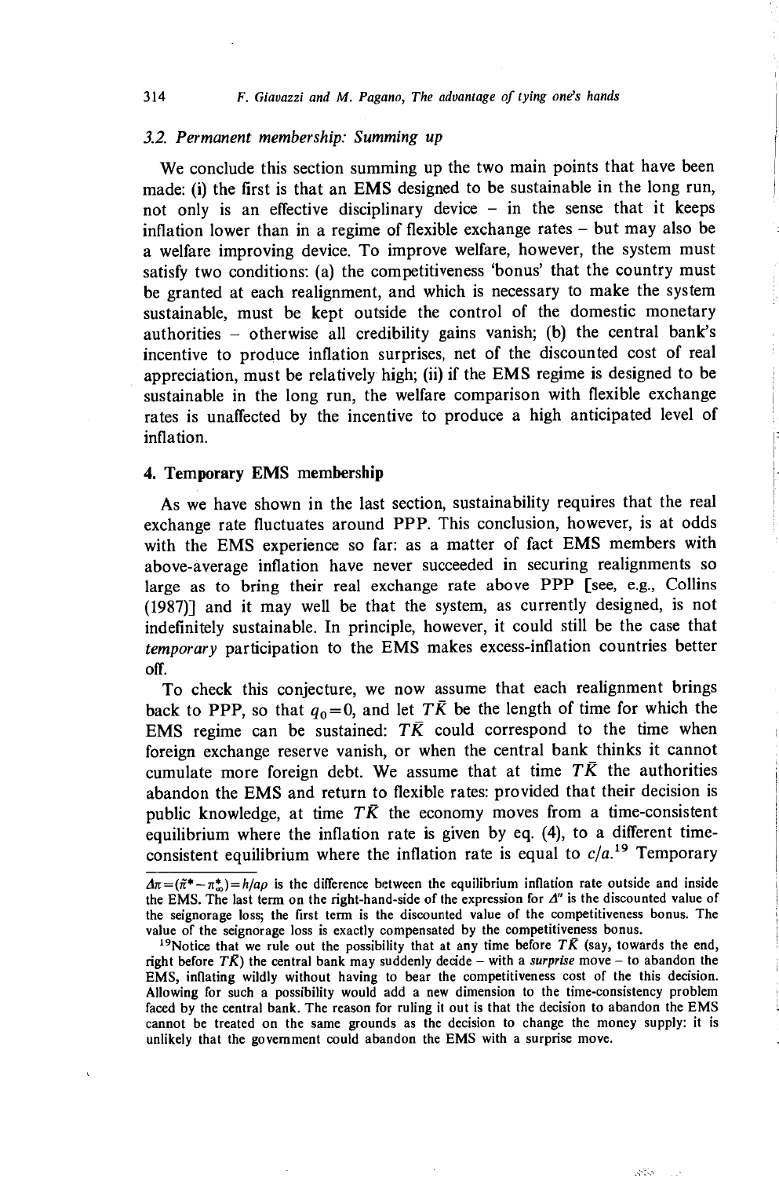### 3.2. Permanent membership: Summing up

We conclude this section summing up the two main points that have been made: (i) the first is that an EMS designed to be sustainable in the long run, not only is an effective disciplinary device – in the sense that it keeps inflation lower than in a regime of flexible exchange rates – but may also be a welfare improving device. To improve welfare, however, the system must satisfy two conditions: (a) the competitiveness 'bonus' that the country must be granted at each realignment, and which is necessary to make the system sustainable, must be kept outside the control of the domestic monetary authorities – otherwise all credibility gains vanish; (b) the central bank's incentive to produce inflation surprises, net of the discounted cost of real appreciation, must be relatively high; (ii) if the EMS regime is designed to be sustainable in the long run, the welfare comparison with flexible exchange rates is unaffected by the incentive to produce a high anticipated level of inflation.

## 4. Temporary EMS membership

As we have shown in the last section, sustainability requires that the real exchange rate fluctuates around PPP. This conclusion, however, is at odds with the EMS experience so far: as a matter of fact EMS members with above-average inflation have never succeeded in securing realignments so large as to bring their real exchange rate above PPP [see, e.g., Collins (1987)] and it may well be that the system, as currently designed, is not indefinitely sustainable. In principle, however, it could still be the case that *temporary* participation to the EMS makes excess-inflation countries better off.

To check this conjecture, we now assume that each realignment brings back to PPP, so that $q_0 = 0$, and let $T\bar{K}$ be the length of time for which the EMS regime can be sustained: $T\bar{K}$ could correspond to the time when foreign exchange reserve vanish, or when the central bank thinks it cannot cumulate more foreign debt. We assume that at time $T\bar{K}$ the authorities abandon the EMS and return to flexible rates: provided that their decision is public knowledge, at time $T\bar{K}$ the economy moves from a time-consistent equilibrium where the inflation rate is given by eq. (4), to a different time-consistent equilibrium where the inflation rate is equal to $c/a$.[19] Temporary

---

$\Delta\pi = (\tilde{\pi}^* - \pi^*_\infty) = h/a\rho$ is the difference between the equilibrium inflation rate outside and inside the EMS. The last term on the right-hand-side of the expression for $\Delta''$ is the discounted value of the seignorage loss; the first term is the discounted value of the competitiveness bonus. The value of the seignorage loss is exactly compensated by the competitiveness bonus.

[19] Notice that we rule out the possibility that at any time before $T\bar{K}$ (say, towards the end, right before $T\bar{K}$) the central bank may suddenly decide – with a *surprise* move – to abandon the EMS, inflating wildly without having to bear the competitiveness cost of the this decision. Allowing for such a possibility would add a new dimension to the time-consistency problem faced by the central bank. The reason for ruling it out is that the decision to abandon the EMS cannot be treated on the same grounds as the decision to change the money supply: it is unlikely that the government could abandon the EMS with a surprise move.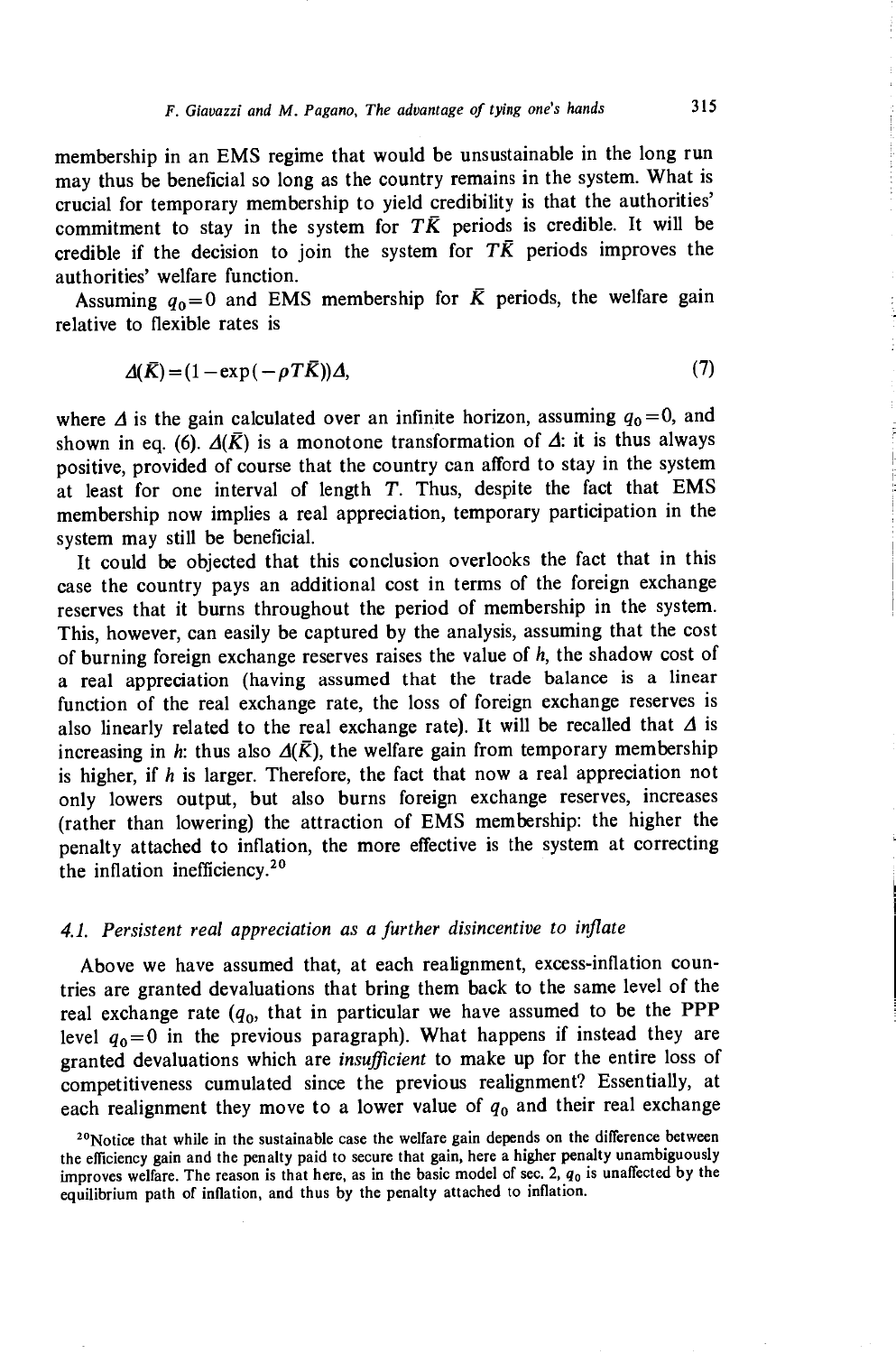membership in an EMS regime that would be unsustainable in the long run may thus be beneficial so long as the country remains in the system. What is crucial for temporary membership to yield credibility is that the authorities' commitment to stay in the system for $T\bar{K}$ periods is credible. It will be credible if the decision to join the system for $T\bar{K}$ periods improves the authorities' welfare function.

Assuming $q_0=0$ and EMS membership for $\bar{K}$ periods, the welfare gain relative to flexible rates is

$$\Delta(\bar{K})=(1-\exp(-\rho T\bar{K}))\Delta, \tag{7}$$

where $\Delta$ is the gain calculated over an infinite horizon, assuming $q_0=0$, and shown in eq. (6). $\Delta(\bar{K})$ is a monotone transformation of $\Delta$: it is thus always positive, provided of course that the country can afford to stay in the system at least for one interval of length $T$. Thus, despite the fact that EMS membership now implies a real appreciation, temporary participation in the system may still be beneficial.

It could be objected that this conclusion overlooks the fact that in this case the country pays an additional cost in terms of the foreign exchange reserves that it burns throughout the period of membership in the system. This, however, can easily be captured by the analysis, assuming that the cost of burning foreign exchange reserves raises the value of $h$, the shadow cost of a real appreciation (having assumed that the trade balance is a linear function of the real exchange rate, the loss of foreign exchange reserves is also linearly related to the real exchange rate). It will be recalled that $\Delta$ is increasing in $h$: thus also $\Delta(\bar{K})$, the welfare gain from temporary membership is higher, if $h$ is larger. Therefore, the fact that now a real appreciation not only lowers output, but also burns foreign exchange reserves, increases (rather than lowering) the attraction of EMS membership: the higher the penalty attached to inflation, the more effective is the system at correcting the inflation inefficiency.[20]

### 4.1. *Persistent real appreciation as a further disincentive to inflate*

Above we have assumed that, at each realignment, excess-inflation countries are granted devaluations that bring them back to the same level of the real exchange rate ($q_0$, that in particular we have assumed to be the PPP level $q_0=0$ in the previous paragraph). What happens if instead they are granted devaluations which are *insufficient* to make up for the entire loss of competitiveness cumulated since the previous realignment? Essentially, at each realignment they move to a lower value of $q_0$ and their real exchange

[20] Notice that while in the sustainable case the welfare gain depends on the difference between the efficiency gain and the penalty paid to secure that gain, here a higher penalty unambiguously improves welfare. The reason is that here, as in the basic model of sec. 2, $q_0$ is unaffected by the equilibrium path of inflation, and thus by the penalty attached to inflation.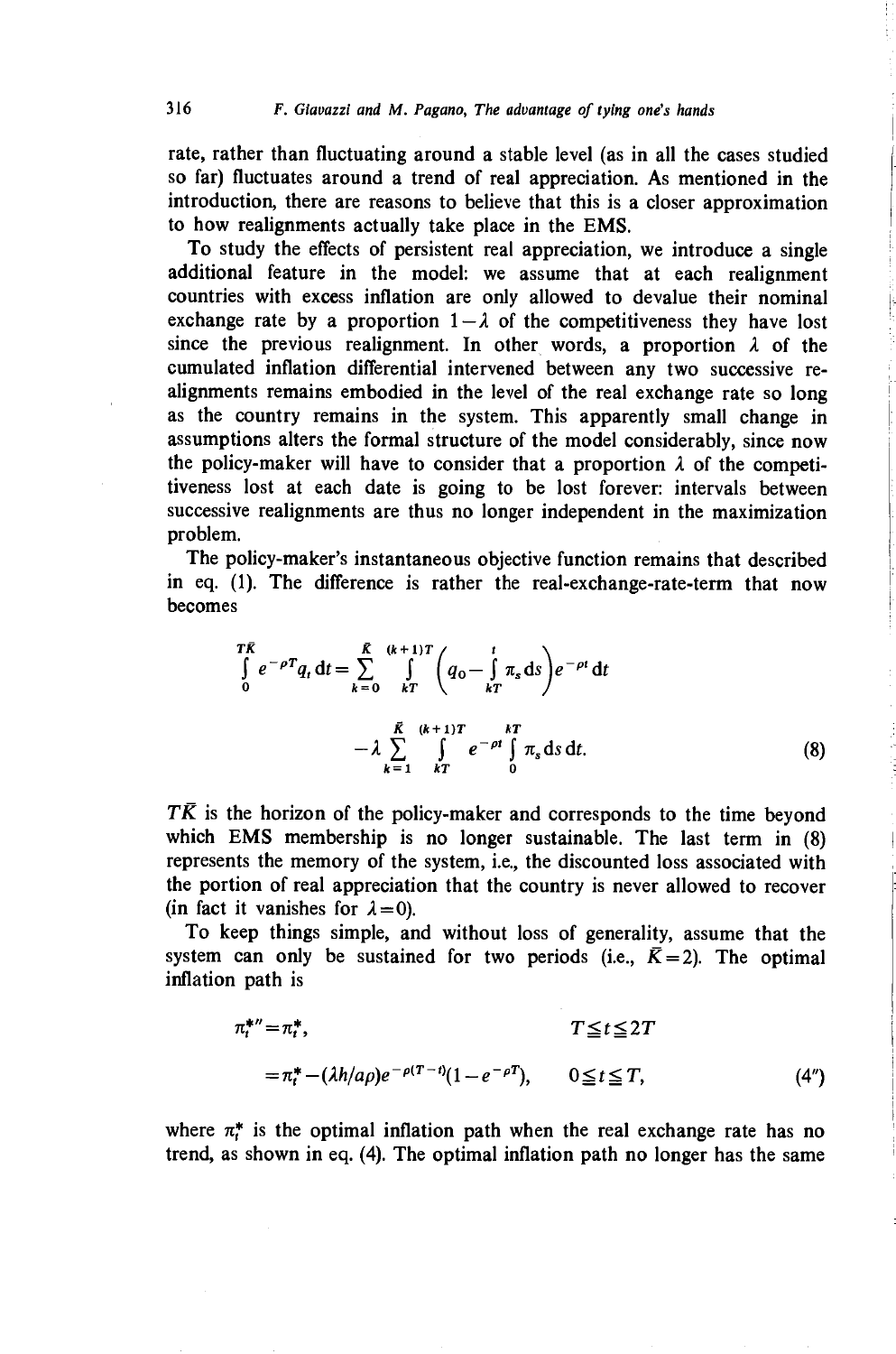rate, rather than fluctuating around a stable level (as in all the cases studied so far) fluctuates around a trend of real appreciation. As mentioned in the introduction, there are reasons to believe that this is a closer approximation to how realignments actually take place in the EMS.

To study the effects of persistent real appreciation, we introduce a single additional feature in the model: we assume that at each realignment countries with excess inflation are only allowed to devalue their nominal exchange rate by a proportion $1-\lambda$ of the competitiveness they have lost since the previous realignment. In other words, a proportion $\lambda$ of the cumulated inflation differential intervened between any two successive realignments remains embodied in the level of the real exchange rate so long as the country remains in the system. This apparently small change in assumptions alters the formal structure of the model considerably, since now the policy-maker will have to consider that a proportion $\lambda$ of the competitiveness lost at each date is going to be lost forever: intervals between successive realignments are thus no longer independent in the maximization problem.

The policy-maker's instantaneous objective function remains that described in eq. (1). The difference is rather the real-exchange-rate-term that now becomes

$$\int_0^{T\bar{K}} e^{-\rho T} q_t \,\mathrm{d}t = \sum_{k=0}^{\bar{K}} \int_{kT}^{(k+1)T} \left( q_0 - \int_{kT}^{t} \pi_s \,\mathrm{d}s \right) e^{-\rho t} \,\mathrm{d}t$$

$$- \lambda \sum_{k=1}^{\bar{K}} \int_{kT}^{(k+1)T} e^{-\rho t} \int_0^{kT} \pi_s \,\mathrm{d}s \,\mathrm{d}t. \tag{8}$$

$T\bar{K}$ is the horizon of the policy-maker and corresponds to the time beyond which EMS membership is no longer sustainable. The last term in (8) represents the memory of the system, i.e., the discounted loss associated with the portion of real appreciation that the country is never allowed to recover (in fact it vanishes for $\lambda = 0$).

To keep things simple, and without loss of generality, assume that the system can only be sustained for two periods (i.e., $\bar{K} = 2$). The optimal inflation path is

$$\begin{aligned} \pi_t^{*\prime\prime} &= \pi_t^*, & T \leq t \leq 2T \\ &= \pi_t^* - (\lambda h / a\rho) e^{-\rho(T-t)} (1 - e^{-\rho T}), & 0 \leq t \leq T, \end{aligned} \tag{4''}$$

where $\pi_t^*$ is the optimal inflation path when the real exchange rate has no trend, as shown in eq. (4). The optimal inflation path no longer has the same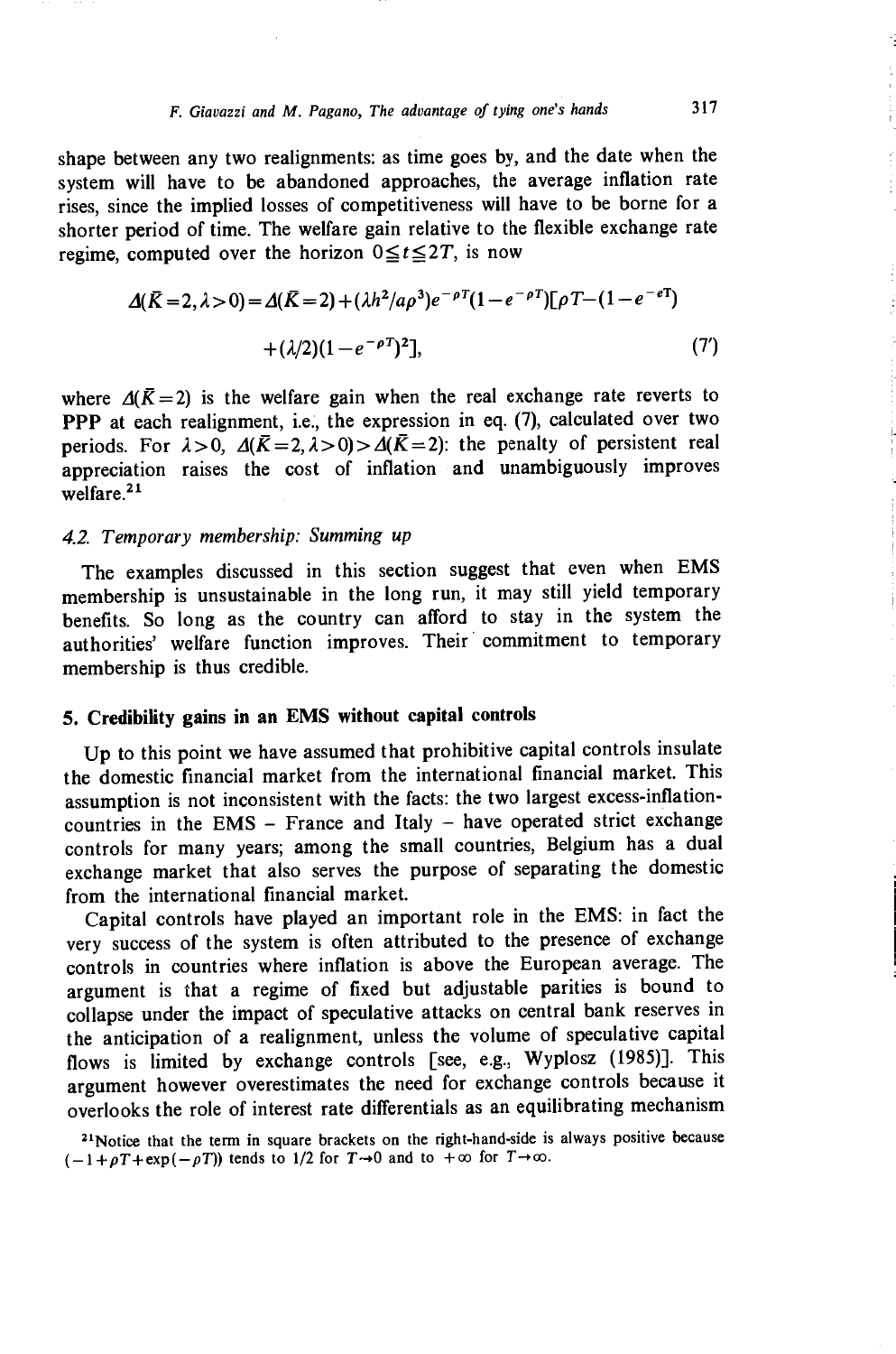shape between any two realignments: as time goes by, and the date when the system will have to be abandoned approaches, the average inflation rate rises, since the implied losses of competitiveness will have to be borne for a shorter period of time. The welfare gain relative to the flexible exchange rate regime, computed over the horizon $0 \leq t \leq 2T$, is now

$$\Delta(\bar{K}=2, \lambda>0) = \Delta(\bar{K}=2) + (\lambda h^2/a\rho^3)e^{-\rho T}(1-e^{-\rho T})[\rho T - (1-e^{-eT}) + (\lambda/2)(1-e^{-\rho T})^2], \tag{7'}$$

where $\Delta(\bar{K}=2)$ is the welfare gain when the real exchange rate reverts to PPP at each realignment, i.e., the expression in eq. (7), calculated over two periods. For $\lambda>0$, $\Delta(\bar{K}=2, \lambda>0) > \Delta(\bar{K}=2)$: the penalty of persistent real appreciation raises the cost of inflation and unambiguously improves welfare.[21]

### 4.2. *Temporary membership: Summing up*

The examples discussed in this section suggest that even when EMS membership is unsustainable in the long run, it may still yield temporary benefits. So long as the country can afford to stay in the system the authorities' welfare function improves. Their commitment to temporary membership is thus credible.

## 5. Credibility gains in an EMS without capital controls

Up to this point we have assumed that prohibitive capital controls insulate the domestic financial market from the international financial market. This assumption is not inconsistent with the facts: the two largest excess-inflation-countries in the EMS – France and Italy – have operated strict exchange controls for many years; among the small countries, Belgium has a dual exchange market that also serves the purpose of separating the domestic from the international financial market.

Capital controls have played an important role in the EMS: in fact the very success of the system is often attributed to the presence of exchange controls in countries where inflation is above the European average. The argument is that a regime of fixed but adjustable parities is bound to collapse under the impact of speculative attacks on central bank reserves in the anticipation of a realignment, unless the volume of speculative capital flows is limited by exchange controls [see, e.g., Wyplosz (1985)]. This argument however overestimates the need for exchange controls because it overlooks the role of interest rate differentials as an equilibrating mechanism

[21] Notice that the term in square brackets on the right-hand-side is always positive because $(-1+\rho T+\exp(-\rho T))$ tends to 1/2 for $T \to 0$ and to $+\infty$ for $T \to \infty$.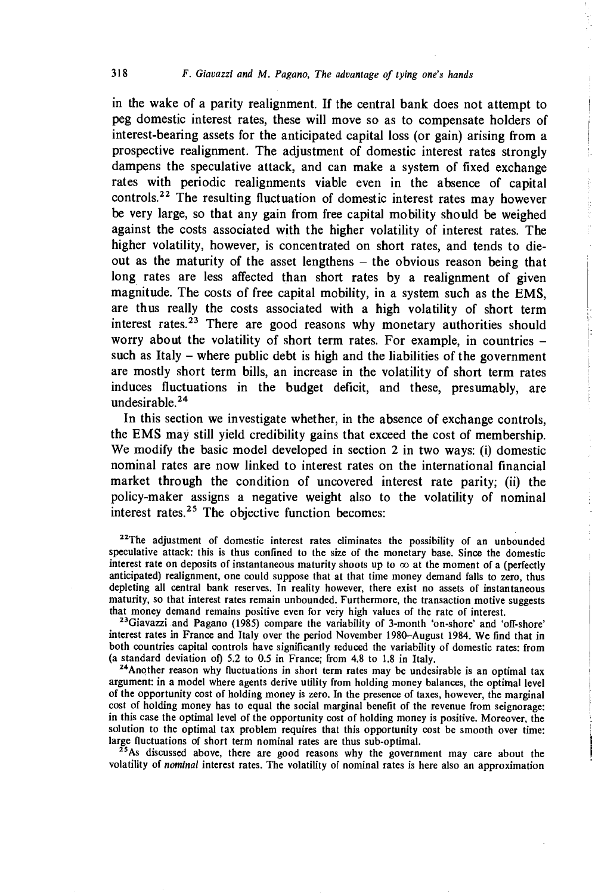in the wake of a parity realignment. If the central bank does not attempt to peg domestic interest rates, these will move so as to compensate holders of interest-bearing assets for the anticipated capital loss (or gain) arising from a prospective realignment. The adjustment of domestic interest rates strongly dampens the speculative attack, and can make a system of fixed exchange rates with periodic realignments viable even in the absence of capital controls.[22] The resulting fluctuation of domestic interest rates may however be very large, so that any gain from free capital mobility should be weighed against the costs associated with the higher volatility of interest rates. The higher volatility, however, is concentrated on short rates, and tends to die-out as the maturity of the asset lengthens – the obvious reason being that long rates are less affected than short rates by a realignment of given magnitude. The costs of free capital mobility, in a system such as the EMS, are thus really the costs associated with a high volatility of short term interest rates.[23] There are good reasons why monetary authorities should worry about the volatility of short term rates. For example, in countries – such as Italy – where public debt is high and the liabilities of the government are mostly short term bills, an increase in the volatility of short term rates induces fluctuations in the budget deficit, and these, presumably, are undesirable.[24]

In this section we investigate whether, in the absence of exchange controls, the EMS may still yield credibility gains that exceed the cost of membership. We modify the basic model developed in section 2 in two ways: (i) domestic nominal rates are now linked to interest rates on the international financial market through the condition of uncovered interest rate parity; (ii) the policy-maker assigns a negative weight also to the volatility of nominal interest rates.[25] The objective function becomes:

[22]The adjustment of domestic interest rates eliminates the possibility of an unbounded speculative attack: this is thus confined to the size of the monetary base. Since the domestic interest rate on deposits of instantaneous maturity shoots up to $\infty$ at the moment of a (perfectly anticipated) realignment, one could suppose that at that time money demand falls to zero, thus depleting all central bank reserves. In reality however, there exist no assets of instantaneous maturity, so that interest rates remain unbounded. Furthermore, the transaction motive suggests that money demand remains positive even for very high values of the rate of interest.

[23]Giavazzi and Pagano (1985) compare the variability of 3-month 'on-shore' and 'off-shore' interest rates in France and Italy over the period November 1980–August 1984. We find that in both countries capital controls have significantly reduced the variability of domestic rates: from (a standard deviation of) 5.2 to 0.5 in France; from 4.8 to 1.8 in Italy.

[24]Another reason why fluctuations in short term rates may be undesirable is an optimal tax argument: in a model where agents derive utility from holding money balances, the optimal level of the opportunity cost of holding money is zero. In the presence of taxes, however, the marginal cost of holding money has to equal the social marginal benefit of the revenue from seignorage: in this case the optimal level of the opportunity cost of holding money is positive. Moreover, the solution to the optimal tax problem requires that this opportunity cost be smooth over time: large fluctuations of short term nominal rates are thus sub-optimal.

[25]As discussed above, there are good reasons why the government may care about the volatility of *nominal* interest rates. The volatility of nominal rates is here also an approximation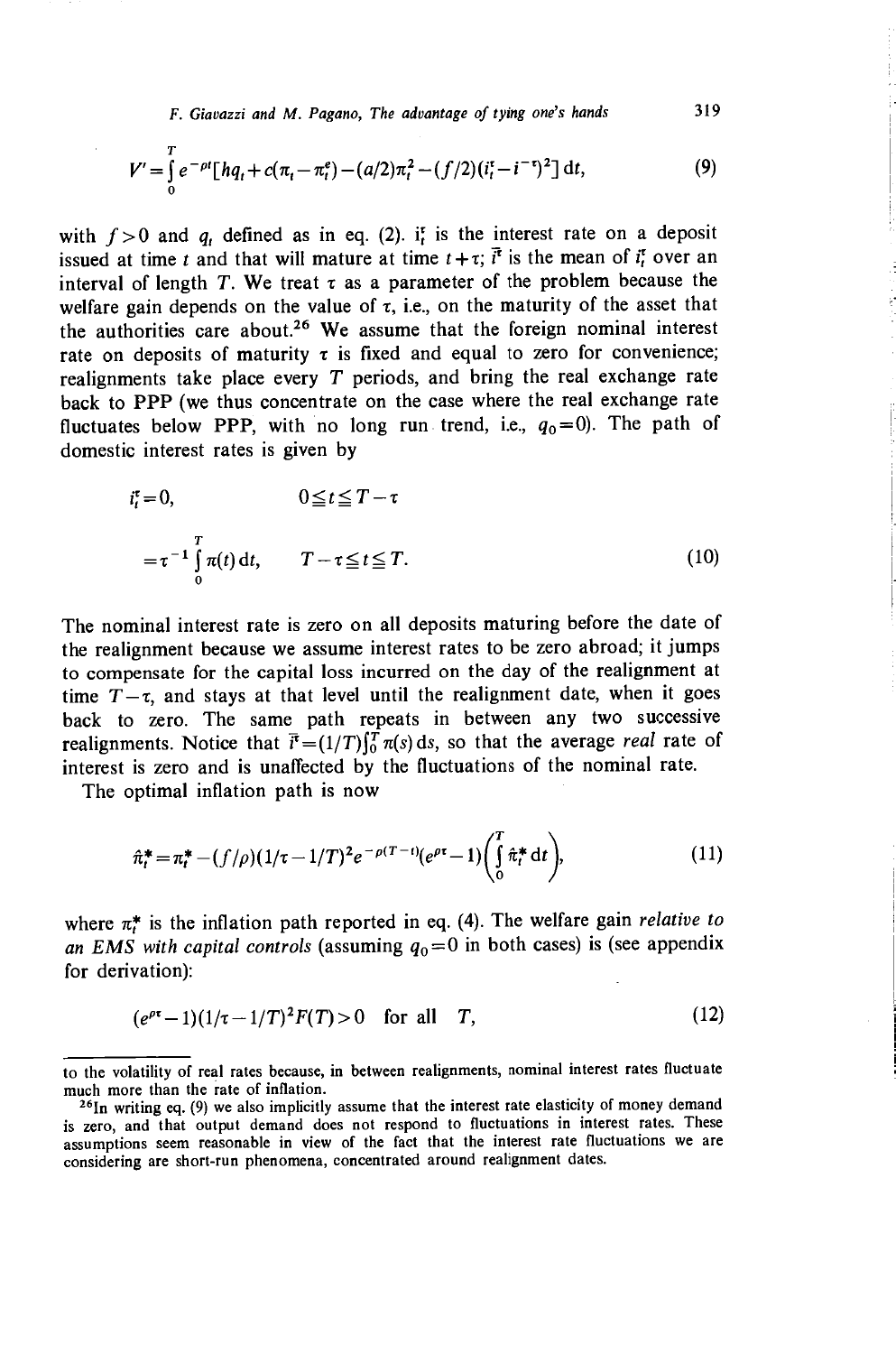$$V' = \int_0^T e^{-\rho t}[hq_t + c(\pi_t - \pi_t^e) - (a/2)\pi_t^2 - (f/2)(i_t^\tau - \bar{i}^\tau)^2]\,\mathrm{d}t, \tag{9}$$

with $f > 0$ and $q_t$ defined as in eq. (2). $i_t^\tau$ is the interest rate on a deposit issued at time $t$ and that will mature at time $t+\tau$; $\bar{i}^\tau$ is the mean of $i_t^\tau$ over an interval of length $T$. We treat $\tau$ as a parameter of the problem because the welfare gain depends on the value of $\tau$, i.e., on the maturity of the asset that the authorities care about.[26] We assume that the foreign nominal interest rate on deposits of maturity $\tau$ is fixed and equal to zero for convenience; realignments take place every $T$ periods, and bring the real exchange rate back to PPP (we thus concentrate on the case where the real exchange rate fluctuates below PPP, with no long run trend, i.e., $q_0 = 0$). The path of domestic interest rates is given by

$$\begin{aligned} i_t^\tau &= 0, & 0 \leq t \leq T - \tau \\ &= \tau^{-1}\int_0^T \pi(t)\,\mathrm{d}t, & T - \tau \leq t \leq T. \end{aligned} \tag{10}$$

The nominal interest rate is zero on all deposits maturing before the date of the realignment because we assume interest rates to be zero abroad; it jumps to compensate for the capital loss incurred on the day of the realignment at time $T-\tau$, and stays at that level until the realignment date, when it goes back to zero. The same path repeats in between any two successive realignments. Notice that $\bar{i}^\tau = (1/T)\int_0^T \pi(s)\,\mathrm{d}s$, so that the average *real* rate of interest is zero and is unaffected by the fluctuations of the nominal rate.

The optimal inflation path is now

$$\hat{\pi}_t^* = \pi_t^* - (f/\rho)(1/\tau - 1/T)^2 e^{-\rho(T-t)}(e^{\rho\tau} - 1)\left(\int_0^T \hat{\pi}_t^*\,\mathrm{d}t\right), \tag{11}$$

where $\pi_t^*$ is the inflation path reported in eq. (4). The welfare gain *relative to an EMS with capital controls* (assuming $q_0 = 0$ in both cases) is (see appendix for derivation):

$$(e^{\rho\tau} - 1)(1/\tau - 1/T)^2 F(T) > 0 \quad \text{for all} \quad T, \tag{12}$$

---

to the volatility of real rates because, in between realignments, nominal interest rates fluctuate much more than the rate of inflation.

[26] In writing eq. (9) we also implicitly assume that the interest rate elasticity of money demand is zero, and that output demand does not respond to fluctuations in interest rates. These assumptions seem reasonable in view of the fact that the interest rate fluctuations we are considering are short-run phenomena, concentrated around realignment dates.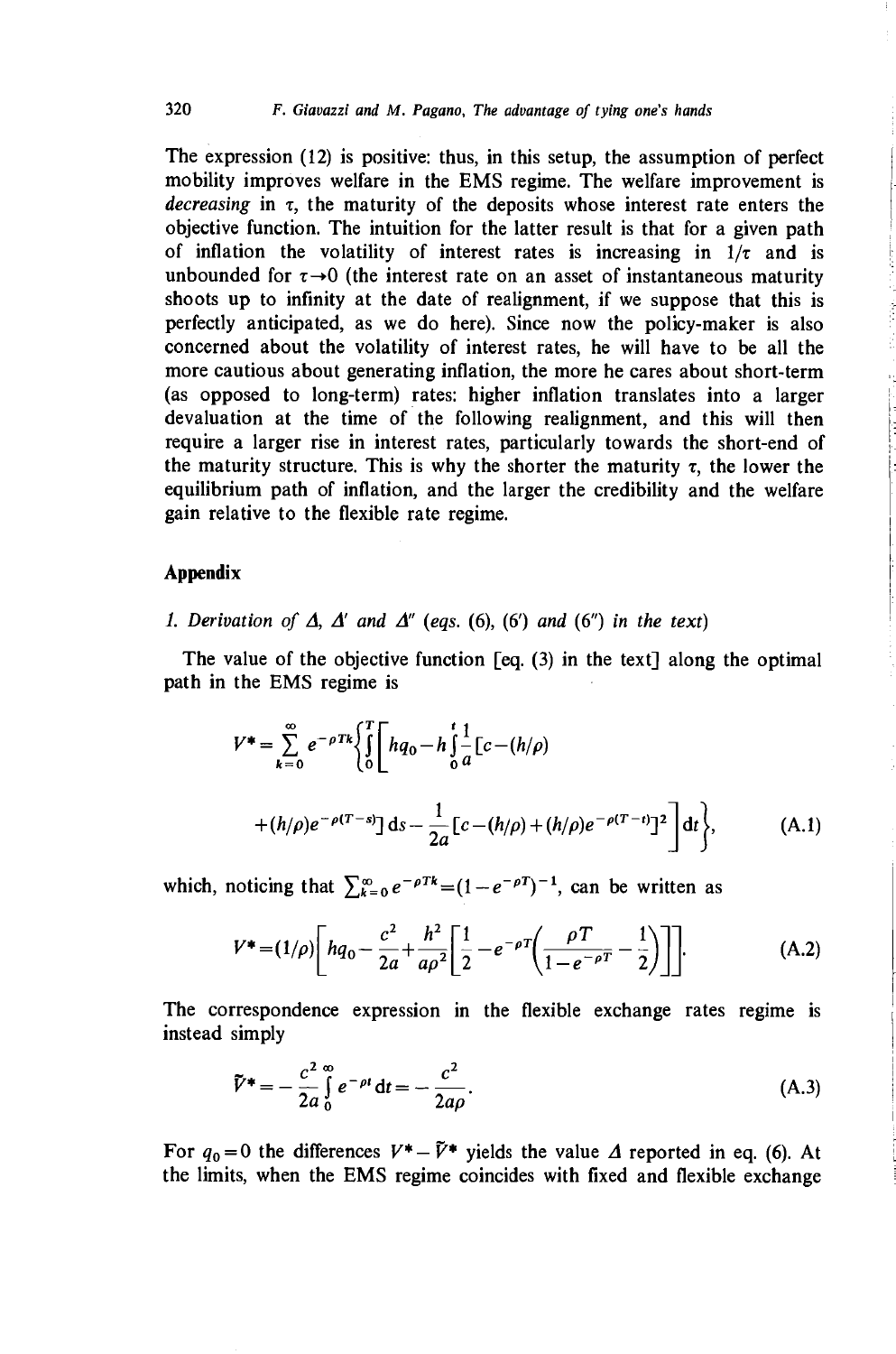The expression (12) is positive: thus, in this setup, the assumption of perfect mobility improves welfare in the EMS regime. The welfare improvement is *decreasing* in $\tau$, the maturity of the deposits whose interest rate enters the objective function. The intuition for the latter result is that for a given path of inflation the volatility of interest rates is increasing in $1/\tau$ and is unbounded for $\tau \to 0$ (the interest rate on an asset of instantaneous maturity shoots up to infinity at the date of realignment, if we suppose that this is perfectly anticipated, as we do here). Since now the policy-maker is also concerned about the volatility of interest rates, he will have to be all the more cautious about generating inflation, the more he cares about short-term (as opposed to long-term) rates: higher inflation translates into a larger devaluation at the time of the following realignment, and this will then require a larger rise in interest rates, particularly towards the short-end of the maturity structure. This is why the shorter the maturity $\tau$, the lower the equilibrium path of inflation, and the larger the credibility and the welfare gain relative to the flexible rate regime.

## Appendix

### 1. Derivation of $\Delta$, $\Delta'$ and $\Delta''$ (eqs. (6), (6′) and (6″) in the text)

The value of the objective function [eq. (3) in the text] along the optimal path in the EMS regime is

$$V^* = \sum_{k=0}^{\infty} e^{-\rho T k} \left\{ \int_0^T \left[ hq_0 - h \int_0^t \frac{1}{a} [c - (h/\rho) + (h/\rho) e^{-\rho(T-s)}] \, \mathrm{d}s - \frac{1}{2a} [c - (h/\rho) + (h/\rho) e^{-\rho(T-t)}]^2 \right] \mathrm{d}t \right\}, \tag{A.1}$$

which, noticing that $\sum_{k=0}^{\infty} e^{-\rho T k} = (1 - e^{-\rho T})^{-1}$, can be written as

$$V^* = (1/\rho) \left[ hq_0 - \frac{c^2}{2a} + \frac{h^2}{a\rho^2} \left[ \frac{1}{2} - e^{-\rho T} \left( \frac{\rho T}{1 - e^{-\rho T}} - \frac{1}{2} \right) \right] \right]. \tag{A.2}$$

The correspondence expression in the flexible exchange rates regime is instead simply

$$\tilde{V}^* = -\frac{c^2}{2a} \int_0^{\infty} e^{-\rho t} \, \mathrm{d}t = -\frac{c^2}{2a\rho}. \tag{A.3}$$

For $q_0 = 0$ the differences $V^* - \tilde{V}^*$ yields the value $\Delta$ reported in eq. (6). At the limits, when the EMS regime coincides with fixed and flexible exchange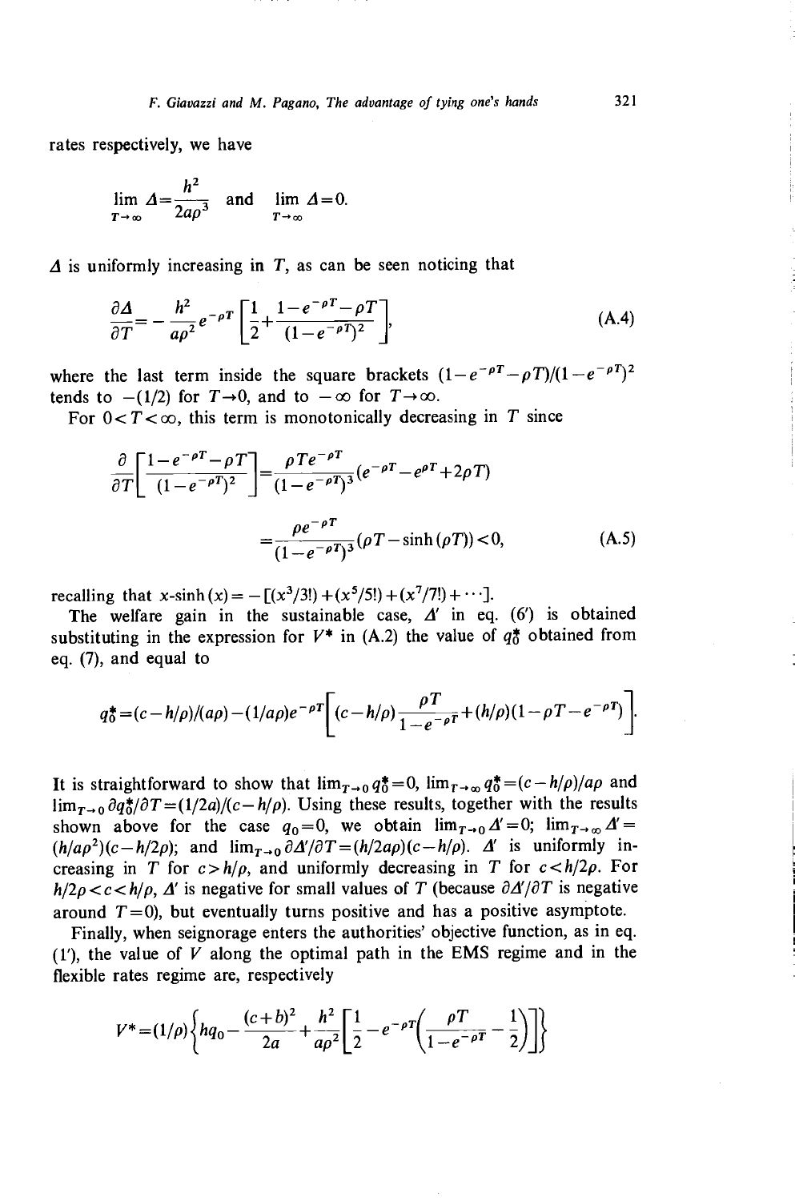rates respectively, we have

$$\lim_{T\to\infty} \Delta = \frac{h^2}{2a\rho^3} \quad \text{and} \quad \lim_{T\to\infty} \Delta = 0.$$

$\Delta$ is uniformly increasing in $T$, as can be seen noticing that

$$\frac{\partial \Delta}{\partial T} = -\frac{h^2}{a\rho^2} e^{-\rho T}\left[\frac{1}{2} + \frac{1 - e^{-\rho T} - \rho T}{(1 - e^{-\rho T})^2}\right], \tag{A.4}$$

where the last term inside the square brackets $(1-e^{-\rho T}-\rho T)/(1-e^{-\rho T})^2$ tends to $-(1/2)$ for $T\to 0$, and to $-\infty$ for $T\to\infty$.

For $0<T<\infty$, this term is monotonically decreasing in $T$ since

$$\frac{\partial}{\partial T}\left[\frac{1-e^{-\rho T}-\rho T}{(1-e^{-\rho T})^2}\right] = \frac{\rho T e^{-\rho T}}{(1-e^{-\rho T})^3}(e^{-\rho T} - e^{\rho T} + 2\rho T)$$

$$= \frac{\rho e^{-\rho T}}{(1-e^{-\rho T})^3}(\rho T - \sinh(\rho T)) < 0, \tag{A.5}$$

recalling that $x\text{-}\sinh(x) = -[(x^3/3!) + (x^5/5!) + (x^7/7!) + \cdots]$.

The welfare gain in the sustainable case, $\Delta'$ in eq. (6′) is obtained substituting in the expression for $V^*$ in (A.2) the value of $q_0^*$ obtained from eq. (7), and equal to

$$q_0^* = (c - h/\rho)/(a\rho) - (1/a\rho)e^{-\rho T}\left[(c-h/\rho)\frac{\rho T}{1-e^{-\rho T}} + (h/\rho)(1-\rho T - e^{-\rho T})\right].$$

It is straightforward to show that $\lim_{T\to 0} q_0^* = 0$, $\lim_{T\to\infty} q_0^* = (c-h/\rho)/a\rho$ and $\lim_{T\to 0} \partial q_0^*/\partial T = (1/2a)/(c-h/\rho)$. Using these results, together with the results shown above for the case $q_0=0$, we obtain $\lim_{T\to 0}\Delta' = 0$; $\lim_{T\to\infty}\Delta' = (h/a\rho^2)(c-h/2\rho)$; and $\lim_{T\to 0}\partial\Delta'/\partial T = (h/2a\rho)(c-h/\rho)$. $\Delta'$ is uniformly increasing in $T$ for $c>h/\rho$, and uniformly decreasing in $T$ for $c<h/2\rho$. For $h/2\rho<c<h/\rho$, $\Delta'$ is negative for small values of $T$ (because $\partial\Delta'/\partial T$ is negative around $T=0$), but eventually turns positive and has a positive asymptote.

Finally, when seignorage enters the authorities' objective function, as in eq. (1′), the value of $V$ along the optimal path in the EMS regime and in the flexible rates regime are, respectively

$$V^* = (1/\rho)\left\{hq_0 - \frac{(c+b)^2}{2a} + \frac{h^2}{a\rho^2}\left[\frac{1}{2} - e^{-\rho T}\left(\frac{\rho T}{1-e^{-\rho T}} - \frac{1}{2}\right)\right]\right\}$$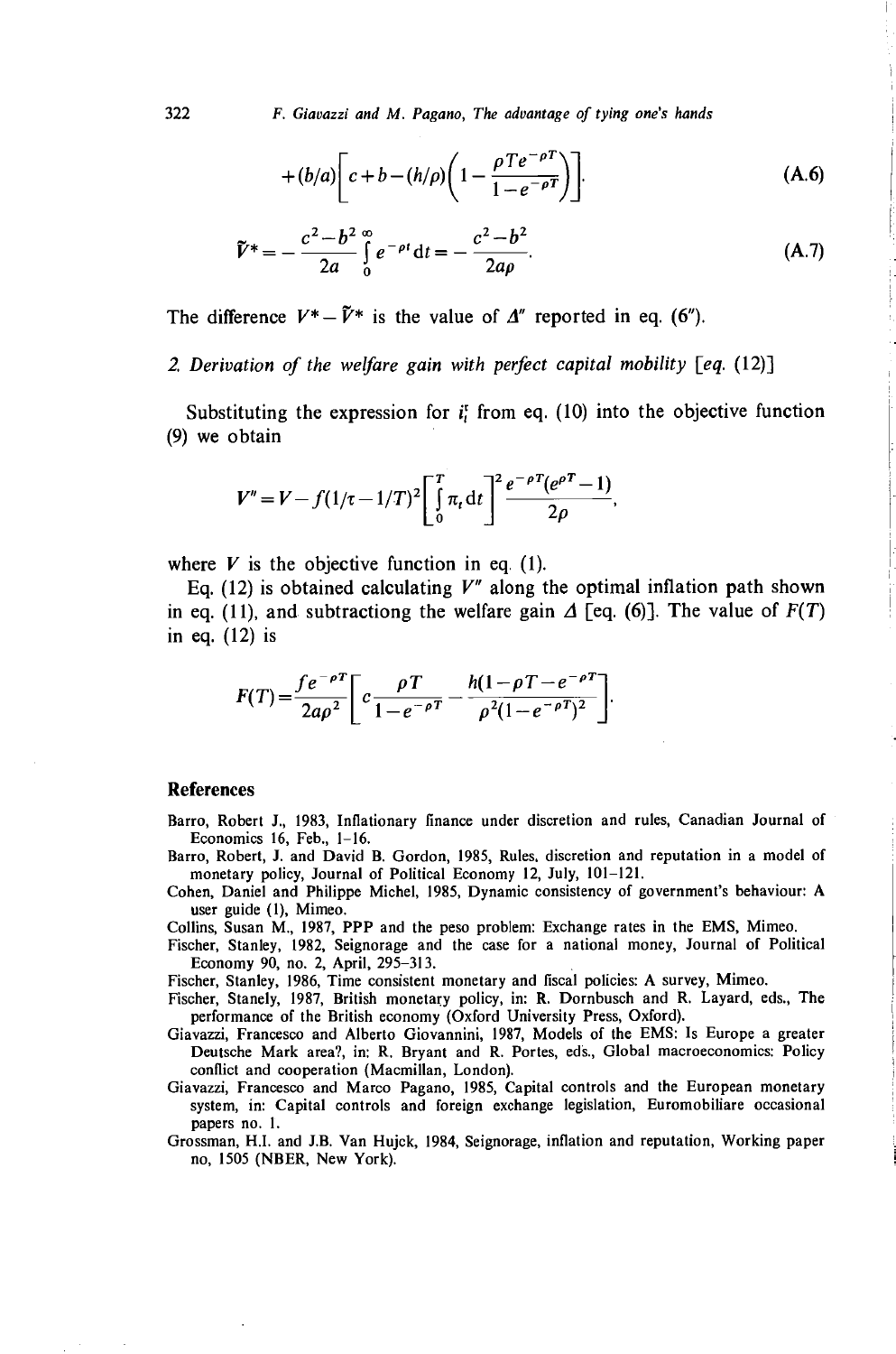$$+(b/a)\left[c+b-(h/\rho)\left(1-\frac{\rho T e^{-\rho T}}{1-e^{-\rho T}}\right)\right]. \tag{A.6}$$

$$\tilde{V}^* = -\frac{c^2-b^2}{2a}\int_0^\infty e^{-\rho t}\,\mathrm{d}t = -\frac{c^2-b^2}{2a\rho}. \tag{A.7}$$

The difference $V^* - \tilde{V}^*$ is the value of $\Delta''$ reported in eq. (6'').

## 2. *Derivation of the welfare gain with perfect capital mobility* [*eq.* (12)]

Substituting the expression for $i_t^r$ from eq. (10) into the objective function (9) we obtain

$$V'' = V - f(1/\tau - 1/T)^2\left[\int_0^T \pi_t\,\mathrm{d}t\right]^2 \frac{e^{-\rho T}(e^{\rho T}-1)}{2\rho},$$

where $V$ is the objective function in eq. (1).

Eq. (12) is obtained calculating $V''$ along the optimal inflation path shown in eq. (11), and subtractiong the welfare gain $\Delta$ [eq. (6)]. The value of $F(T)$ in eq. (12) is

$$F(T) = \frac{fe^{-\rho T}}{2a\rho^2}\left[c\frac{\rho T}{1-e^{-\rho T}} - \frac{h(1-\rho T - e^{-\rho T})}{\rho^2(1-e^{-\rho T})^2}\right].$$

## References

Barro, Robert J., 1983, Inflationary finance under discretion and rules, Canadian Journal of Economics 16, Feb., 1–16.

Barro, Robert, J. and David B. Gordon, 1985, Rules, discretion and reputation in a model of monetary policy, Journal of Political Economy 12, July, 101–121.

Cohen, Daniel and Philippe Michel, 1985, Dynamic consistency of government's behaviour: A user guide (1), Mimeo.

Collins, Susan M., 1987, PPP and the peso problem: Exchange rates in the EMS, Mimeo.

Fischer, Stanley, 1982, Seignorage and the case for a national money, Journal of Political Economy 90, no. 2, April, 295–313.

Fischer, Stanley, 1986, Time consistent monetary and fiscal policies: A survey, Mimeo.

Fischer, Stanely, 1987, British monetary policy, in: R. Dornbusch and R. Layard, eds., The performance of the British economy (Oxford University Press, Oxford).

Giavazzi, Francesco and Alberto Giovannini, 1987, Models of the EMS: Is Europe a greater Deutsche Mark area?, in: R. Bryant and R. Portes, eds., Global macroeconomics: Policy conflict and cooperation (Macmillan, London).

Giavazzi, Francesco and Marco Pagano, 1985, Capital controls and the European monetary system, in: Capital controls and foreign exchange legislation, Euromobiliare occasional papers no. 1.

Grossman, H.I. and J.B. Van Hujck, 1984, Seignorage, inflation and reputation, Working paper no, 1505 (NBER, New York).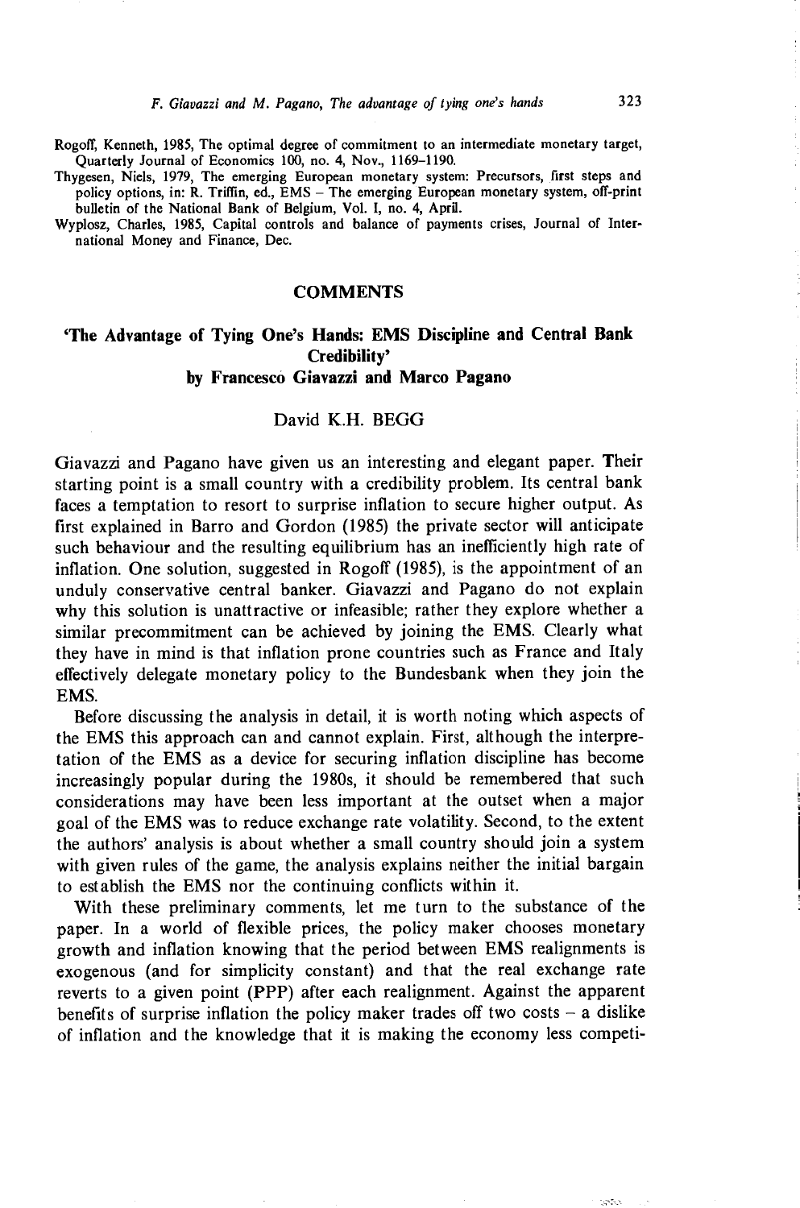Rogoff, Kenneth, 1985, The optimal degree of commitment to an intermediate monetary target, Quarterly Journal of Economics 100, no. 4, Nov., 1169–1190.

Thygesen, Niels, 1979, The emerging European monetary system: Precursors, first steps and policy options, in: R. Triffin, ed., EMS – The emerging European monetary system, off-print bulletin of the National Bank of Belgium, Vol. I, no. 4, April.

Wyplosz, Charles, 1985, Capital controls and balance of payments crises, Journal of International Money and Finance, Dec.

## COMMENTS

### 'The Advantage of Tying One's Hands: EMS Discipline and Central Bank Credibility' by Francesco Giavazzi and Marco Pagano

David K.H. BEGG

Giavazzi and Pagano have given us an interesting and elegant paper. Their starting point is a small country with a credibility problem. Its central bank faces a temptation to resort to surprise inflation to secure higher output. As first explained in Barro and Gordon (1985) the private sector will anticipate such behaviour and the resulting equilibrium has an inefficiently high rate of inflation. One solution, suggested in Rogoff (1985), is the appointment of an unduly conservative central banker. Giavazzi and Pagano do not explain why this solution is unattractive or infeasible; rather they explore whether a similar precommitment can be achieved by joining the EMS. Clearly what they have in mind is that inflation prone countries such as France and Italy effectively delegate monetary policy to the Bundesbank when they join the EMS.

Before discussing the analysis in detail, it is worth noting which aspects of the EMS this approach can and cannot explain. First, although the interpretation of the EMS as a device for securing inflation discipline has become increasingly popular during the 1980s, it should be remembered that such considerations may have been less important at the outset when a major goal of the EMS was to reduce exchange rate volatility. Second, to the extent the authors' analysis is about whether a small country should join a system with given rules of the game, the analysis explains neither the initial bargain to establish the EMS nor the continuing conflicts within it.

With these preliminary comments, let me turn to the substance of the paper. In a world of flexible prices, the policy maker chooses monetary growth and inflation knowing that the period between EMS realignments is exogenous (and for simplicity constant) and that the real exchange rate reverts to a given point (PPP) after each realignment. Against the apparent benefits of surprise inflation the policy maker trades off two costs – a dislike of inflation and the knowledge that it is making the economy less competi-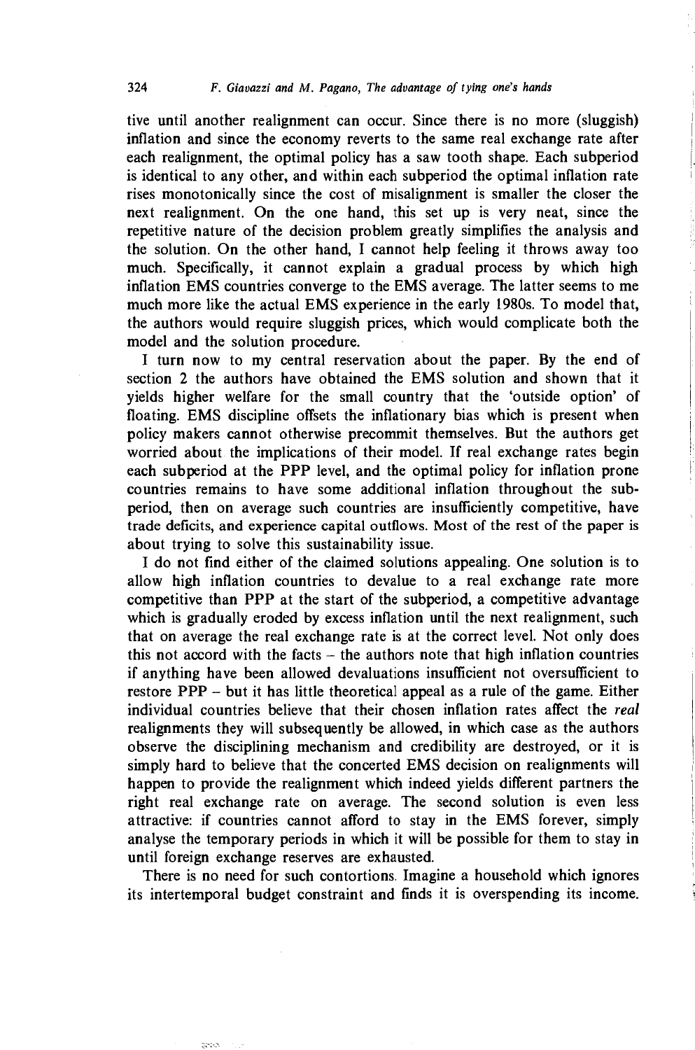tive until another realignment can occur. Since there is no more (sluggish) inflation and since the economy reverts to the same real exchange rate after each realignment, the optimal policy has a saw tooth shape. Each subperiod is identical to any other, and within each subperiod the optimal inflation rate rises monotonically since the cost of misalignment is smaller the closer the next realignment. On the one hand, this set up is very neat, since the repetitive nature of the decision problem greatly simplifies the analysis and the solution. On the other hand, I cannot help feeling it throws away too much. Specifically, it cannot explain a gradual process by which high inflation EMS countries converge to the EMS average. The latter seems to me much more like the actual EMS experience in the early 1980s. To model that, the authors would require sluggish prices, which would complicate both the model and the solution procedure.

I turn now to my central reservation about the paper. By the end of section 2 the authors have obtained the EMS solution and shown that it yields higher welfare for the small country that the 'outside option' of floating. EMS discipline offsets the inflationary bias which is present when policy makers cannot otherwise precommit themselves. But the authors get worried about the implications of their model. If real exchange rates begin each subperiod at the PPP level, and the optimal policy for inflation prone countries remains to have some additional inflation throughout the subperiod, then on average such countries are insufficiently competitive, have trade deficits, and experience capital outflows. Most of the rest of the paper is about trying to solve this sustainability issue.

I do not find either of the claimed solutions appealing. One solution is to allow high inflation countries to devalue to a real exchange rate more competitive than PPP at the start of the subperiod, a competitive advantage which is gradually eroded by excess inflation until the next realignment, such that on average the real exchange rate is at the correct level. Not only does this not accord with the facts – the authors note that high inflation countries if anything have been allowed devaluations insufficient not oversufficient to restore PPP – but it has little theoretical appeal as a rule of the game. Either individual countries believe that their chosen inflation rates affect the *real* realignments they will subsequently be allowed, in which case as the authors observe the disciplining mechanism and credibility are destroyed, or it is simply hard to believe that the concerted EMS decision on realignments will happen to provide the realignment which indeed yields different partners the right real exchange rate on average. The second solution is even less attractive: if countries cannot afford to stay in the EMS forever, simply analyse the temporary periods in which it will be possible for them to stay in until foreign exchange reserves are exhausted.

There is no need for such contortions. Imagine a household which ignores its intertemporal budget constraint and finds it is overspending its income.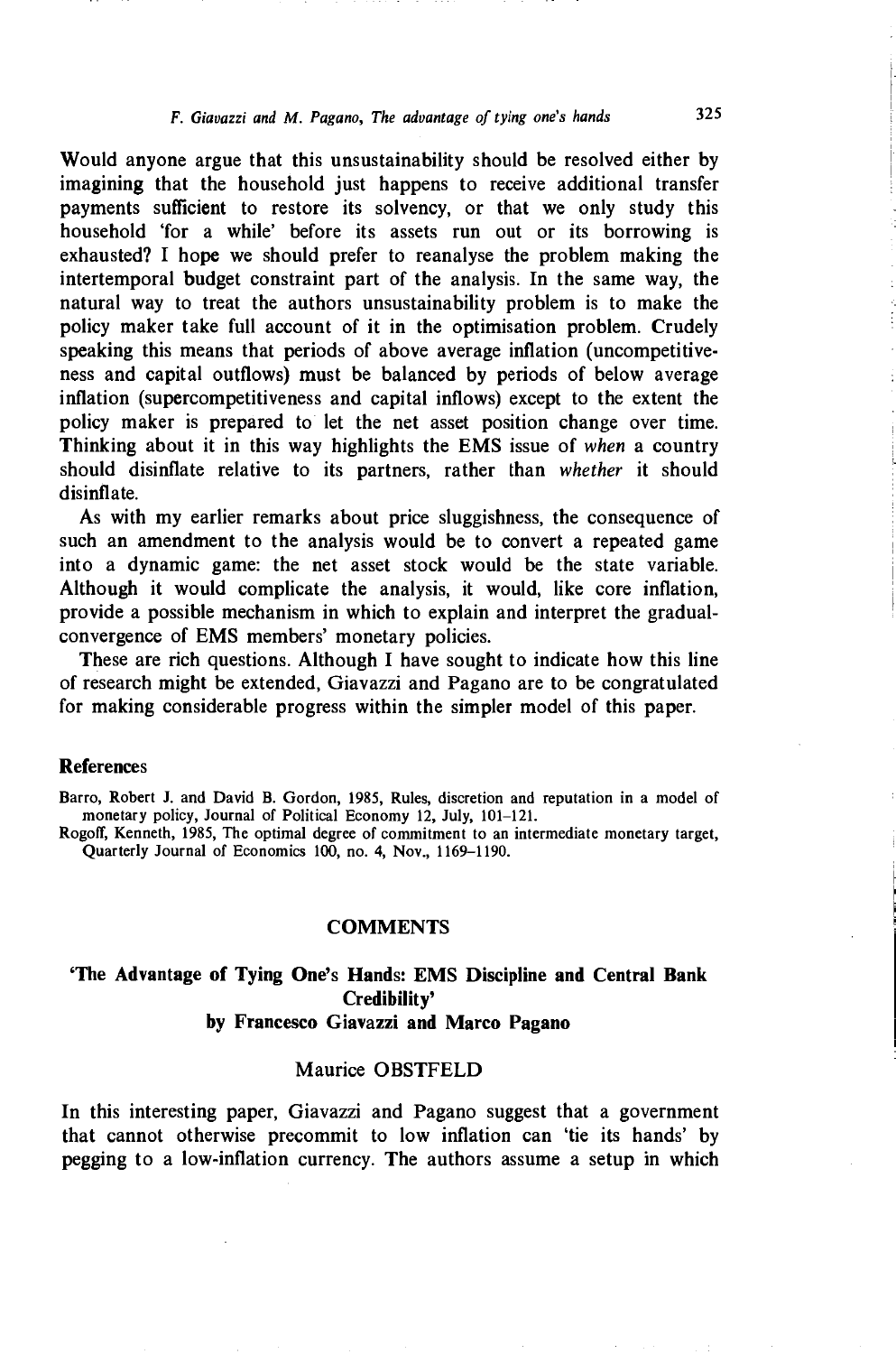Would anyone argue that this unsustainability should be resolved either by imagining that the household just happens to receive additional transfer payments sufficient to restore its solvency, or that we only study this household 'for a while' before its assets run out or its borrowing is exhausted? I hope we should prefer to reanalyse the problem making the intertemporal budget constraint part of the analysis. In the same way, the natural way to treat the authors unsustainability problem is to make the policy maker take full account of it in the optimisation problem. Crudely speaking this means that periods of above average inflation (uncompetitiveness and capital outflows) must be balanced by periods of below average inflation (supercompetitiveness and capital inflows) except to the extent the policy maker is prepared to let the net asset position change over time. Thinking about it in this way highlights the EMS issue of *when* a country should disinflate relative to its partners, rather than *whether* it should disinflate.

As with my earlier remarks about price sluggishness, the consequence of such an amendment to the analysis would be to convert a repeated game into a dynamic game: the net asset stock would be the state variable. Although it would complicate the analysis, it would, like core inflation, provide a possible mechanism in which to explain and interpret the gradual-convergence of EMS members' monetary policies.

These are rich questions. Although I have sought to indicate how this line of research might be extended, Giavazzi and Pagano are to be congratulated for making considerable progress within the simpler model of this paper.

## References

Barro, Robert J. and David B. Gordon, 1985, Rules, discretion and reputation in a model of monetary policy, Journal of Political Economy 12, July, 101–121.

Rogoff, Kenneth, 1985, The optimal degree of commitment to an intermediate monetary target, Quarterly Journal of Economics 100, no. 4, Nov., 1169–1190.

# COMMENTS

## 'The Advantage of Tying One's Hands: EMS Discipline and Central Bank Credibility' by Francesco Giavazzi and Marco Pagano

### Maurice OBSTFELD

In this interesting paper, Giavazzi and Pagano suggest that a government that cannot otherwise precommit to low inflation can 'tie its hands' by pegging to a low-inflation currency. The authors assume a setup in which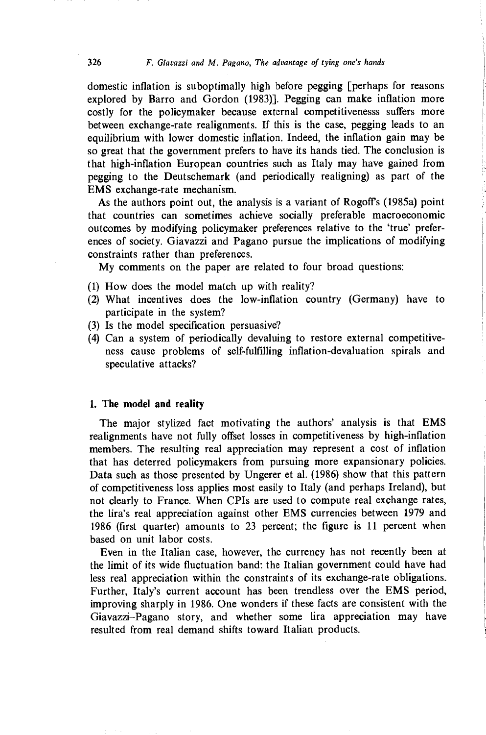domestic inflation is suboptimally high before pegging [perhaps for reasons explored by Barro and Gordon (1983)]. Pegging can make inflation more costly for the policymaker because external competitivenesss suffers more between exchange-rate realignments. If this is the case, pegging leads to an equilibrium with lower domestic inflation. Indeed, the inflation gain may be so great that the government prefers to have its hands tied. The conclusion is that high-inflation European countries such as Italy may have gained from pegging to the Deutschemark (and periodically realigning) as part of the EMS exchange-rate mechanism.

As the authors point out, the analysis is a variant of Rogoff's (1985a) point that countries can sometimes achieve socially preferable macroeconomic outcomes by modifying policymaker preferences relative to the 'true' preferences of society. Giavazzi and Pagano pursue the implications of modifying constraints rather than preferences.

My comments on the paper are related to four broad questions:

(1) How does the model match up with reality?
(2) What incentives does the low-inflation country (Germany) have to participate in the system?
(3) Is the model specification persuasive?
(4) Can a system of periodically devaluing to restore external competitiveness cause problems of self-fulfilling inflation-devaluation spirals and speculative attacks?

## 1. The model and reality

The major stylized fact motivating the authors' analysis is that EMS realignments have not fully offset losses in competitiveness by high-inflation members. The resulting real appreciation may represent a cost of inflation that has deterred policymakers from pursuing more expansionary policies. Data such as those presented by Ungerer et al. (1986) show that this pattern of competitiveness loss applies most easily to Italy (and perhaps Ireland), but not clearly to France. When CPIs are used to compute real exchange rates, the lira's real appreciation against other EMS currencies between 1979 and 1986 (first quarter) amounts to 23 percent; the figure is 11 percent when based on unit labor costs.

Even in the Italian case, however, the currency has not recently been at the limit of its wide fluctuation band: the Italian government could have had less real appreciation within the constraints of its exchange-rate obligations. Further, Italy's current account has been trendless over the EMS period, improving sharply in 1986. One wonders if these facts are consistent with the Giavazzi–Pagano story, and whether some lira appreciation may have resulted from real demand shifts toward Italian products.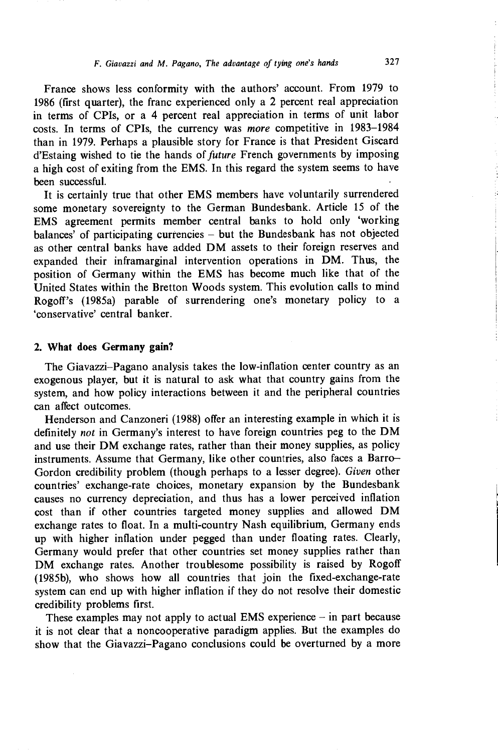France shows less conformity with the authors' account. From 1979 to 1986 (first quarter), the franc experienced only a 2 percent real appreciation in terms of CPIs, or a 4 percent real appreciation in terms of unit labor costs. In terms of CPIs, the currency was *more* competitive in 1983–1984 than in 1979. Perhaps a plausible story for France is that President Giscard d'Estaing wished to tie the hands of *future* French governments by imposing a high cost of exiting from the EMS. In this regard the system seems to have been successful.

It is certainly true that other EMS members have voluntarily surrendered some monetary sovereignty to the German Bundesbank. Article 15 of the EMS agreement permits member central banks to hold only 'working balances' of participating currencies – but the Bundesbank has not objected as other central banks have added DM assets to their foreign reserves and expanded their inframarginal intervention operations in DM. Thus, the position of Germany within the EMS has become much like that of the United States within the Bretton Woods system. This evolution calls to mind Rogoff's (1985a) parable of surrendering one's monetary policy to a 'conservative' central banker.

## 2. What does Germany gain?

The Giavazzi–Pagano analysis takes the low-inflation center country as an exogenous player, but it is natural to ask what that country gains from the system, and how policy interactions between it and the peripheral countries can affect outcomes.

Henderson and Canzoneri (1988) offer an interesting example in which it is definitely *not* in Germany's interest to have foreign countries peg to the DM and use their DM exchange rates, rather than their money supplies, as policy instruments. Assume that Germany, like other countries, also faces a Barro–Gordon credibility problem (though perhaps to a lesser degree). *Given* other countries' exchange-rate choices, monetary expansion by the Bundesbank causes no currency depreciation, and thus has a lower perceived inflation cost than if other countries targeted money supplies and allowed DM exchange rates to float. In a multi-country Nash equilibrium, Germany ends up with higher inflation under pegged than under floating rates. Clearly, Germany would prefer that other countries set money supplies rather than DM exchange rates. Another troublesome possibility is raised by Rogoff (1985b), who shows how all countries that join the fixed-exchange-rate system can end up with higher inflation if they do not resolve their domestic credibility problems first.

These examples may not apply to actual EMS experience – in part because it is not clear that a noncooperative paradigm applies. But the examples do show that the Giavazzi–Pagano conclusions could be overturned by a more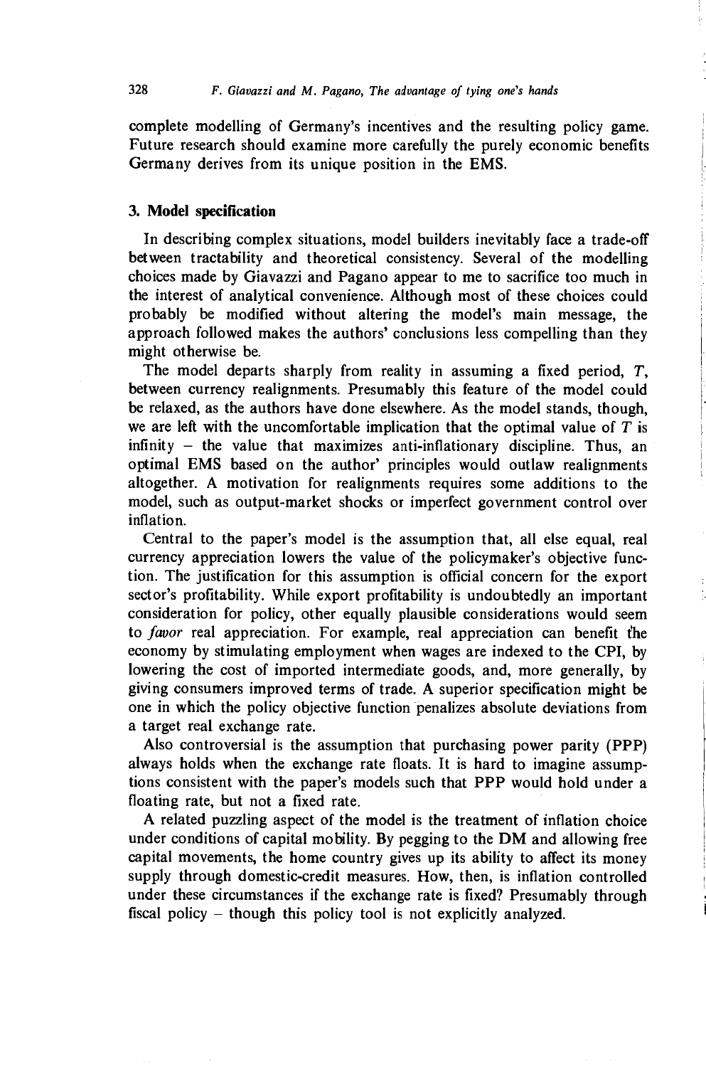complete modelling of Germany's incentives and the resulting policy game. Future research should examine more carefully the purely economic benefits Germany derives from its unique position in the EMS.

## 3. Model specification

In describing complex situations, model builders inevitably face a trade-off between tractability and theoretical consistency. Several of the modelling choices made by Giavazzi and Pagano appear to me to sacrifice too much in the interest of analytical convenience. Although most of these choices could probably be modified without altering the model's main message, the approach followed makes the authors' conclusions less compelling than they might otherwise be.

The model departs sharply from reality in assuming a fixed period, $T$, between currency realignments. Presumably this feature of the model could be relaxed, as the authors have done elsewhere. As the model stands, though, we are left with the uncomfortable implication that the optimal value of $T$ is infinity – the value that maximizes anti-inflationary discipline. Thus, an optimal EMS based on the author' principles would outlaw realignments altogether. A motivation for realignments requires some additions to the model, such as output-market shocks or imperfect government control over inflation.

Central to the paper's model is the assumption that, all else equal, real currency appreciation lowers the value of the policymaker's objective function. The justification for this assumption is official concern for the export sector's profitability. While export profitability is undoubtedly an important consideration for policy, other equally plausible considerations would seem to *favor* real appreciation. For example, real appreciation can benefit the economy by stimulating employment when wages are indexed to the CPI, by lowering the cost of imported intermediate goods, and, more generally, by giving consumers improved terms of trade. A superior specification might be one in which the policy objective function penalizes absolute deviations from a target real exchange rate.

Also controversial is the assumption that purchasing power parity (PPP) always holds when the exchange rate floats. It is hard to imagine assumptions consistent with the paper's models such that PPP would hold under a floating rate, but not a fixed rate.

A related puzzling aspect of the model is the treatment of inflation choice under conditions of capital mobility. By pegging to the DM and allowing free capital movements, the home country gives up its ability to affect its money supply through domestic-credit measures. How, then, is inflation controlled under these circumstances if the exchange rate is fixed? Presumably through fiscal policy – though this policy tool is not explicitly analyzed.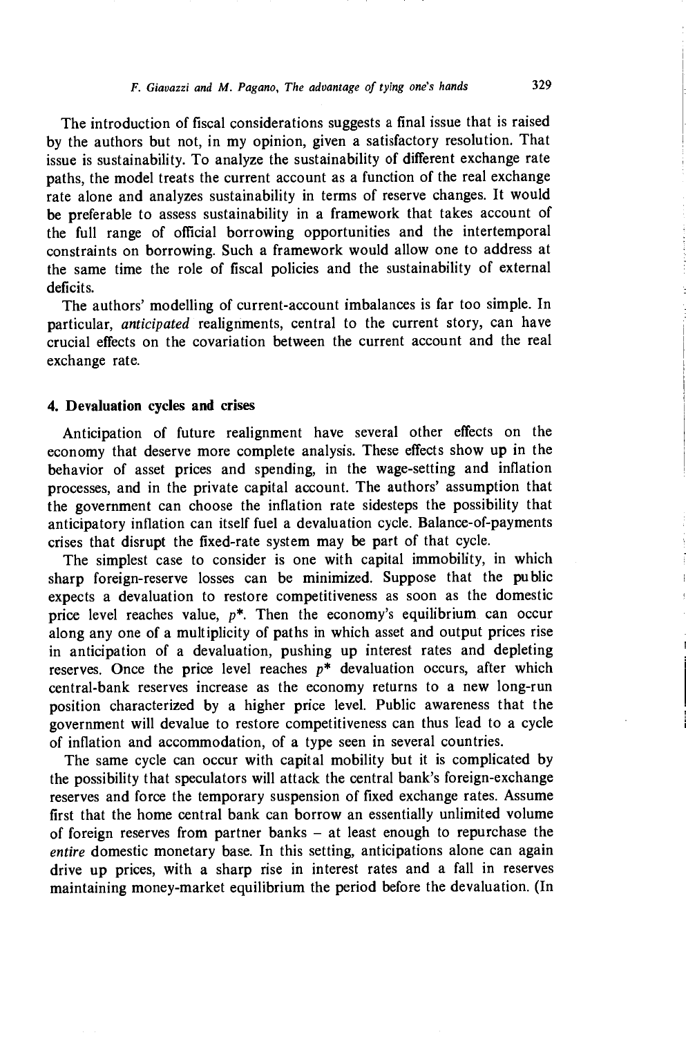The introduction of fiscal considerations suggests a final issue that is raised by the authors but not, in my opinion, given a satisfactory resolution. That issue is sustainability. To analyze the sustainability of different exchange rate paths, the model treats the current account as a function of the real exchange rate alone and analyzes sustainability in terms of reserve changes. It would be preferable to assess sustainability in a framework that takes account of the full range of official borrowing opportunities and the intertemporal constraints on borrowing. Such a framework would allow one to address at the same time the role of fiscal policies and the sustainability of external deficits.

The authors' modelling of current-account imbalances is far too simple. In particular, *anticipated* realignments, central to the current story, can have crucial effects on the covariation between the current account and the real exchange rate.

## 4. Devaluation cycles and crises

Anticipation of future realignment have several other effects on the economy that deserve more complete analysis. These effects show up in the behavior of asset prices and spending, in the wage-setting and inflation processes, and in the private capital account. The authors' assumption that the government can choose the inflation rate sidesteps the possibility that anticipatory inflation can itself fuel a devaluation cycle. Balance-of-payments crises that disrupt the fixed-rate system may be part of that cycle.

The simplest case to consider is one with capital immobility, in which sharp foreign-reserve losses can be minimized. Suppose that the public expects a devaluation to restore competitiveness as soon as the domestic price level reaches value, $p^*$. Then the economy's equilibrium can occur along any one of a multiplicity of paths in which asset and output prices rise in anticipation of a devaluation, pushing up interest rates and depleting reserves. Once the price level reaches $p^*$ devaluation occurs, after which central-bank reserves increase as the economy returns to a new long-run position characterized by a higher price level. Public awareness that the government will devalue to restore competitiveness can thus lead to a cycle of inflation and accommodation, of a type seen in several countries.

The same cycle can occur with capital mobility but it is complicated by the possibility that speculators will attack the central bank's foreign-exchange reserves and force the temporary suspension of fixed exchange rates. Assume first that the home central bank can borrow an essentially unlimited volume of foreign reserves from partner banks – at least enough to repurchase the *entire* domestic monetary base. In this setting, anticipations alone can again drive up prices, with a sharp rise in interest rates and a fall in reserves maintaining money-market equilibrium the period before the devaluation. (In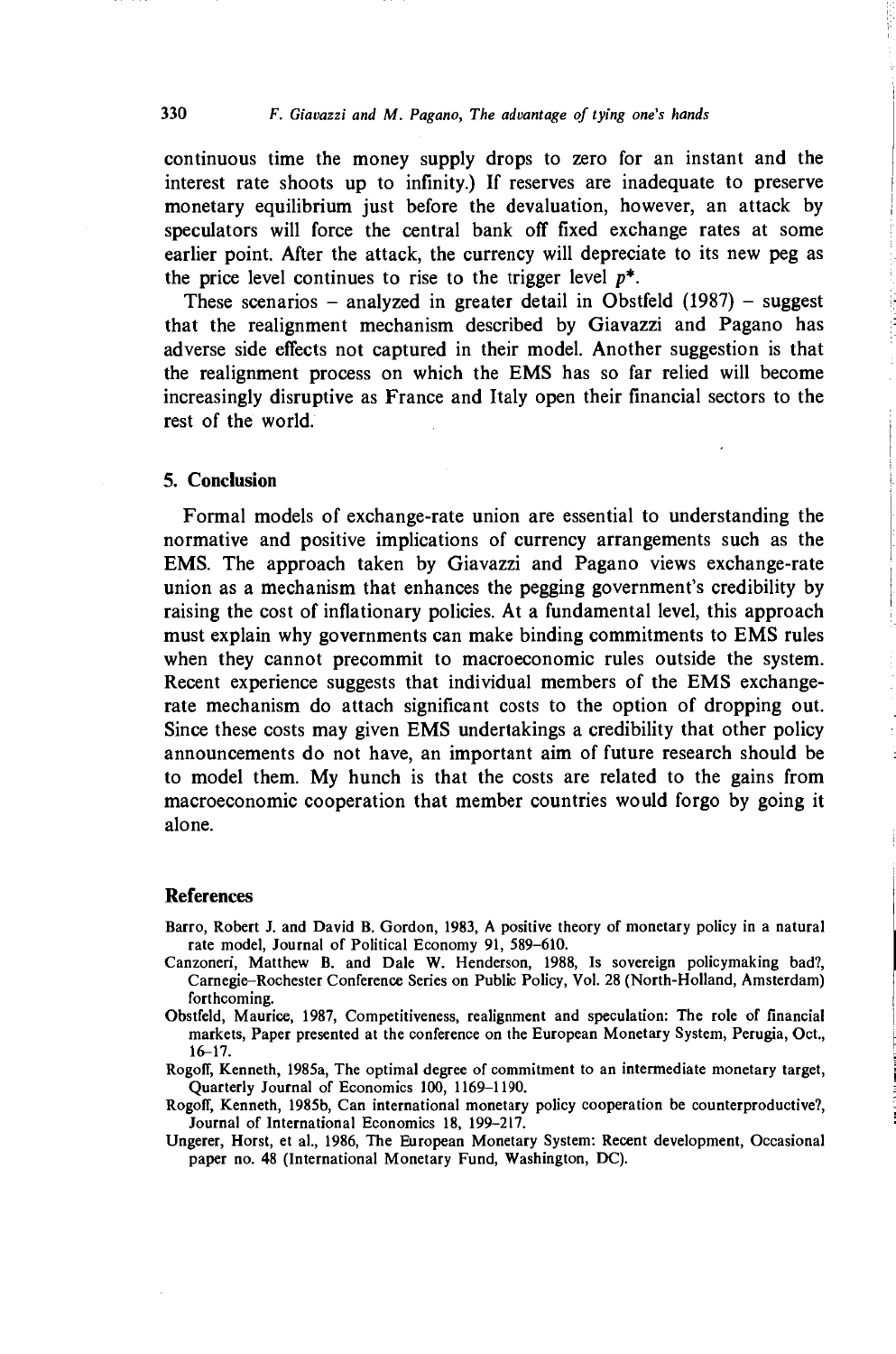continuous time the money supply drops to zero for an instant and the interest rate shoots up to infinity.) If reserves are inadequate to preserve monetary equilibrium just before the devaluation, however, an attack by speculators will force the central bank off fixed exchange rates at some earlier point. After the attack, the currency will depreciate to its new peg as the price level continues to rise to the trigger level $p^*$.

These scenarios – analyzed in greater detail in Obstfeld (1987) – suggest that the realignment mechanism described by Giavazzi and Pagano has adverse side effects not captured in their model. Another suggestion is that the realignment process on which the EMS has so far relied will become increasingly disruptive as France and Italy open their financial sectors to the rest of the world.

## 5. Conclusion

Formal models of exchange-rate union are essential to understanding the normative and positive implications of currency arrangements such as the EMS. The approach taken by Giavazzi and Pagano views exchange-rate union as a mechanism that enhances the pegging government's credibility by raising the cost of inflationary policies. At a fundamental level, this approach must explain why governments can make binding commitments to EMS rules when they cannot precommit to macroeconomic rules outside the system. Recent experience suggests that individual members of the EMS exchange-rate mechanism do attach significant costs to the option of dropping out. Since these costs may given EMS undertakings a credibility that other policy announcements do not have, an important aim of future research should be to model them. My hunch is that the costs are related to the gains from macroeconomic cooperation that member countries would forgo by going it alone.

## References

Barro, Robert J. and David B. Gordon, 1983, A positive theory of monetary policy in a natural rate model, Journal of Political Economy 91, 589–610.

Canzoneri, Matthew B. and Dale W. Henderson, 1988, Is sovereign policymaking bad?, Carnegie–Rochester Conference Series on Public Policy, Vol. 28 (North-Holland, Amsterdam) forthcoming.

Obstfeld, Maurice, 1987, Competitiveness, realignment and speculation: The role of financial markets, Paper presented at the conference on the European Monetary System, Perugia, Oct., 16–17.

Rogoff, Kenneth, 1985a, The optimal degree of commitment to an intermediate monetary target, Quarterly Journal of Economics 100, 1169–1190.

Rogoff, Kenneth, 1985b, Can international monetary policy cooperation be counterproductive?, Journal of International Economics 18, 199–217.

Ungerer, Horst, et al., 1986, The European Monetary System: Recent development, Occasional paper no. 48 (International Monetary Fund, Washington, DC).